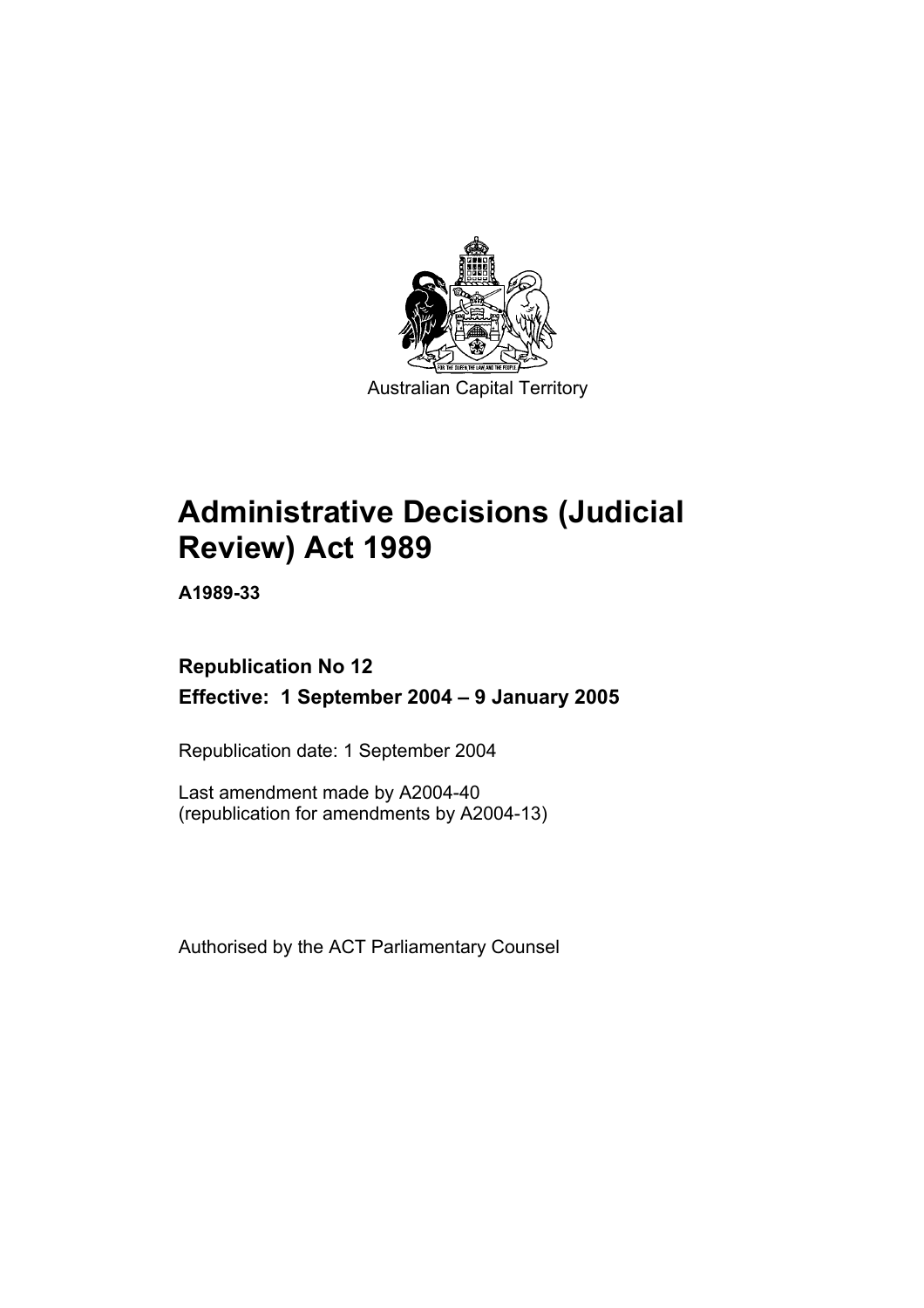Australian Capital Territory

# Administrative Decisions (Judicial Review) Act 1989

**A1989-33**

**Republication No 12**

**Effective: 1 September 2004 – 9 January 2005**

Republication date: 1 September 2004

Last amendment made by A2004-40
(republication for amendments by A2004-13)

Authorised by the ACT Parliamentary Counsel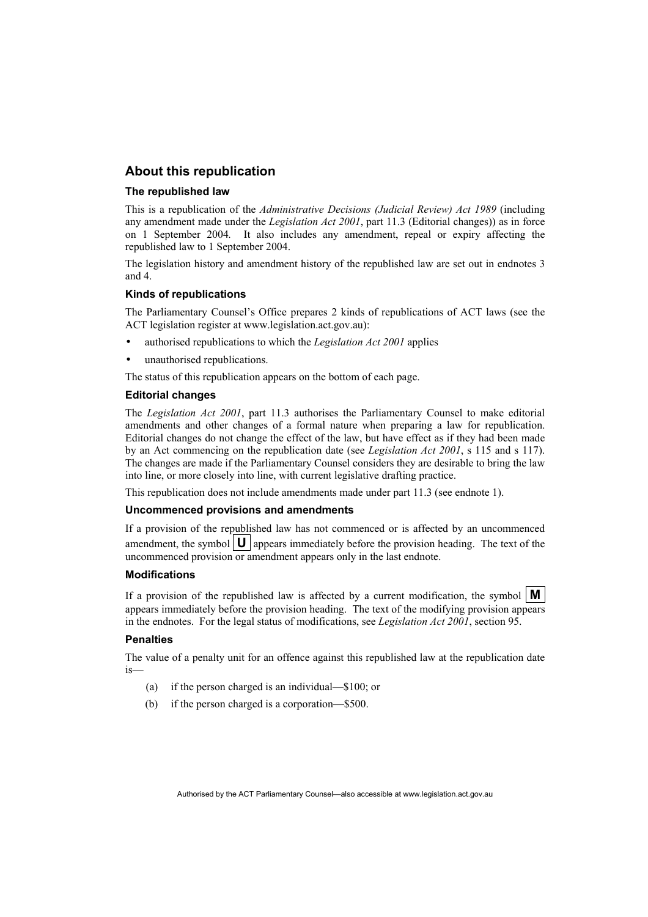## About this republication

### The republished law

This is a republication of the *Administrative Decisions (Judicial Review) Act 1989* (including any amendment made under the *Legislation Act 2001*, part 11.3 (Editorial changes)) as in force on 1 September 2004. It also includes any amendment, repeal or expiry affecting the republished law to 1 September 2004.

The legislation history and amendment history of the republished law are set out in endnotes 3 and 4.

### Kinds of republications

The Parliamentary Counsel's Office prepares 2 kinds of republications of ACT laws (see the ACT legislation register at www.legislation.act.gov.au):

- authorised republications to which the *Legislation Act 2001* applies
- unauthorised republications.

The status of this republication appears on the bottom of each page.

### Editorial changes

The *Legislation Act 2001*, part 11.3 authorises the Parliamentary Counsel to make editorial amendments and other changes of a formal nature when preparing a law for republication. Editorial changes do not change the effect of the law, but have effect as if they had been made by an Act commencing on the republication date (see *Legislation Act 2001*, s 115 and s 117). The changes are made if the Parliamentary Counsel considers they are desirable to bring the law into line, or more closely into line, with current legislative drafting practice.

This republication does not include amendments made under part 11.3 (see endnote 1).

### Uncommenced provisions and amendments

If a provision of the republished law has not commenced or is affected by an uncommenced amendment, the symbol **U** appears immediately before the provision heading. The text of the uncommenced provision or amendment appears only in the last endnote.

### Modifications

If a provision of the republished law is affected by a current modification, the symbol **M** appears immediately before the provision heading. The text of the modifying provision appears in the endnotes. For the legal status of modifications, see *Legislation Act 2001*, section 95.

### Penalties

The value of a penalty unit for an offence against this republished law at the republication date is—

(a) if the person charged is an individual—$100; or

(b) if the person charged is a corporation—$500.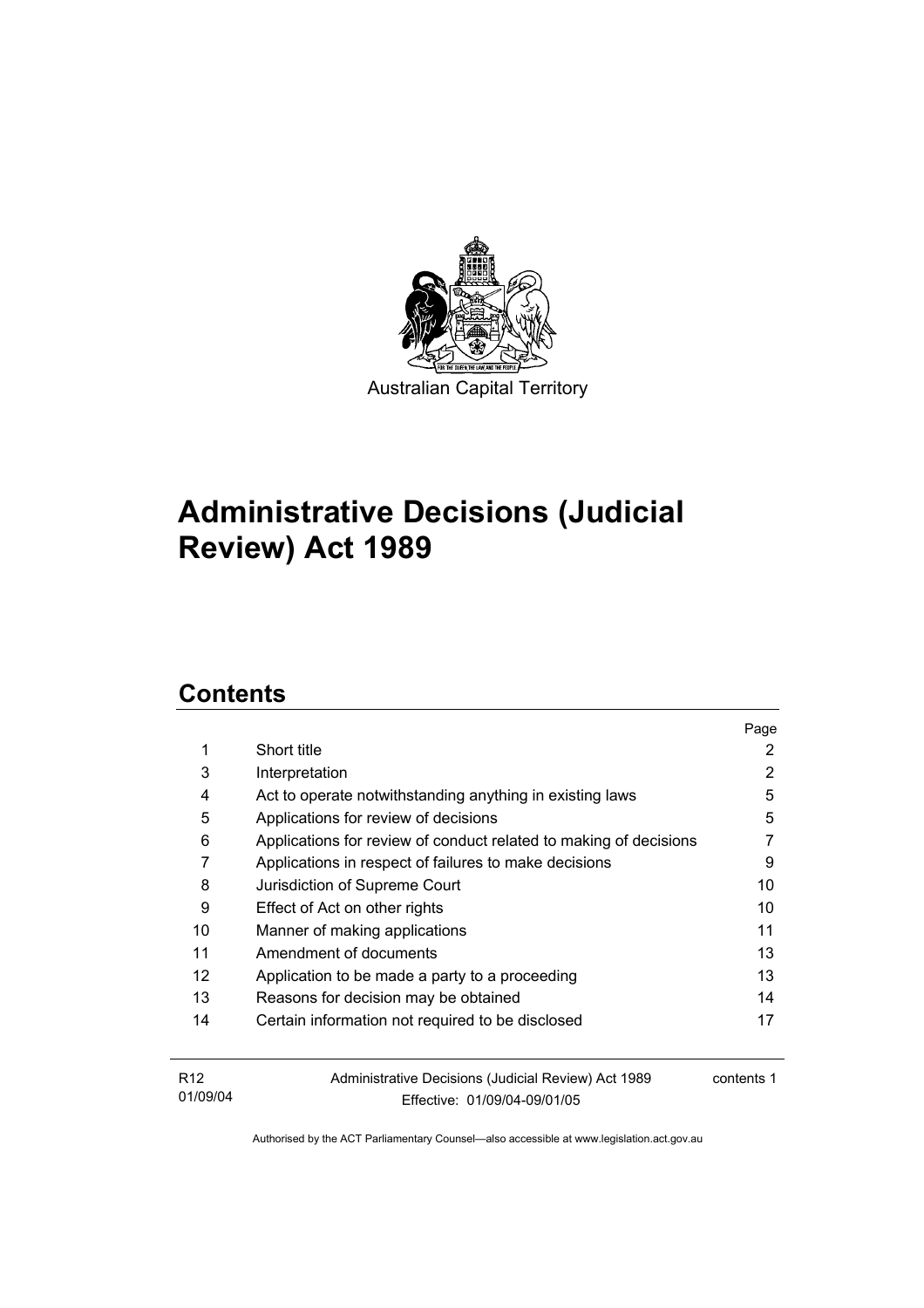Australian Capital Territory

# Administrative Decisions (Judicial Review) Act 1989

## Contents

| | | Page |
|---|---|---|
| 1 | Short title | 2 |
| 3 | Interpretation | 2 |
| 4 | Act to operate notwithstanding anything in existing laws | 5 |
| 5 | Applications for review of decisions | 5 |
| 6 | Applications for review of conduct related to making of decisions | 7 |
| 7 | Applications in respect of failures to make decisions | 9 |
| 8 | Jurisdiction of Supreme Court | 10 |
| 9 | Effect of Act on other rights | 10 |
| 10 | Manner of making applications | 11 |
| 11 | Amendment of documents | 13 |
| 12 | Application to be made a party to a proceeding | 13 |
| 13 | Reasons for decision may be obtained | 14 |
| 14 | Certain information not required to be disclosed | 17 |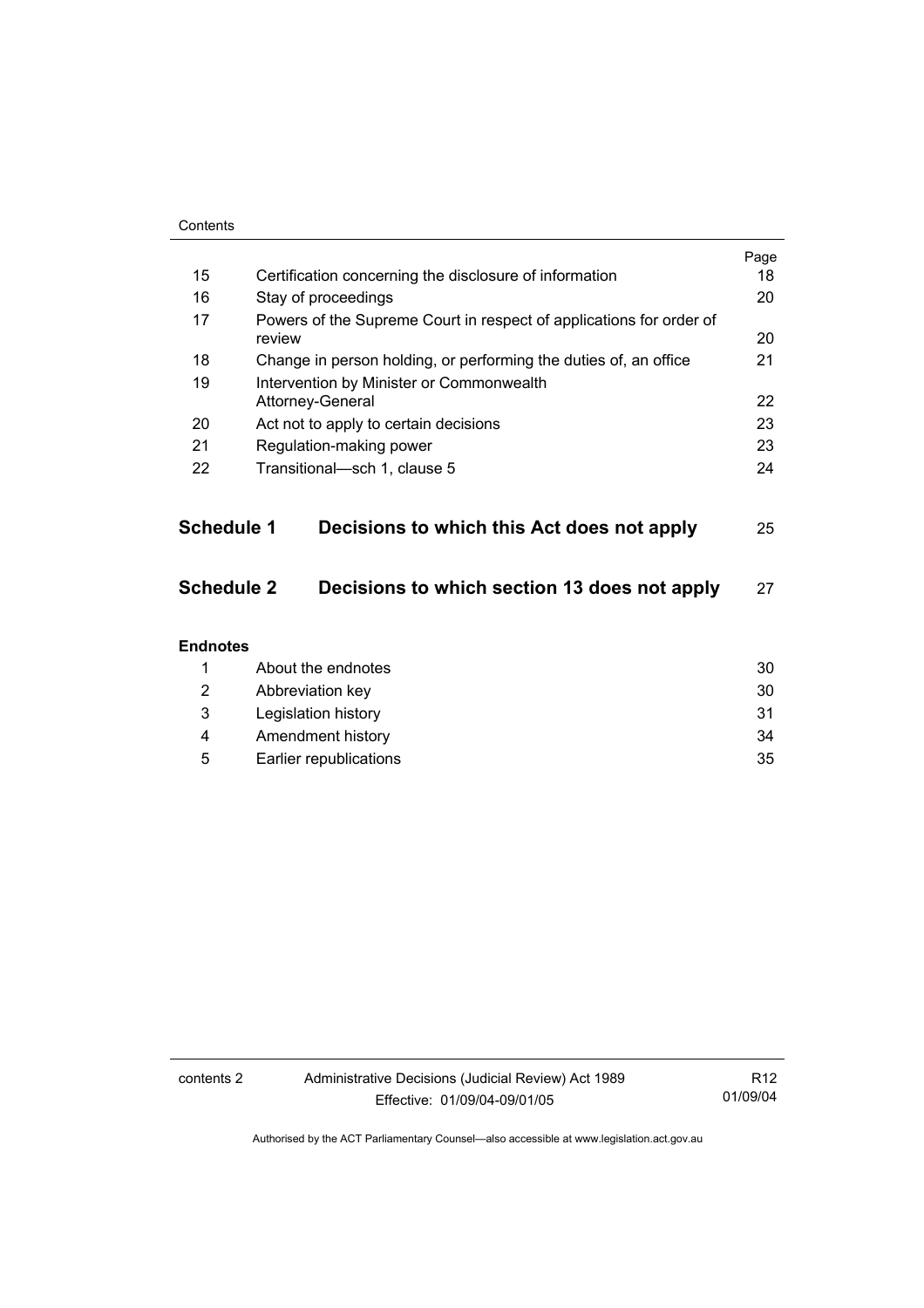| | | Page |
|---|---|---|
| 15 | Certification concerning the disclosure of information | 18 |
| 16 | Stay of proceedings | 20 |
| 17 | Powers of the Supreme Court in respect of applications for order of review | 20 |
| 18 | Change in person holding, or performing the duties of, an office | 21 |
| 19 | Intervention by Minister or Commonwealth Attorney-General | 22 |
| 20 | Act not to apply to certain decisions | 23 |
| 21 | Regulation-making power | 23 |
| 22 | Transitional—sch 1, clause 5 | 24 |

**Schedule 1 Decisions to which this Act does not apply** 25

**Schedule 2 Decisions to which section 13 does not apply** 27

**Endnotes**

| | | |
|---|---|---|
| 1 | About the endnotes | 30 |
| 2 | Abbreviation key | 30 |
| 3 | Legislation history | 31 |
| 4 | Amendment history | 34 |
| 5 | Earlier republications | 35 |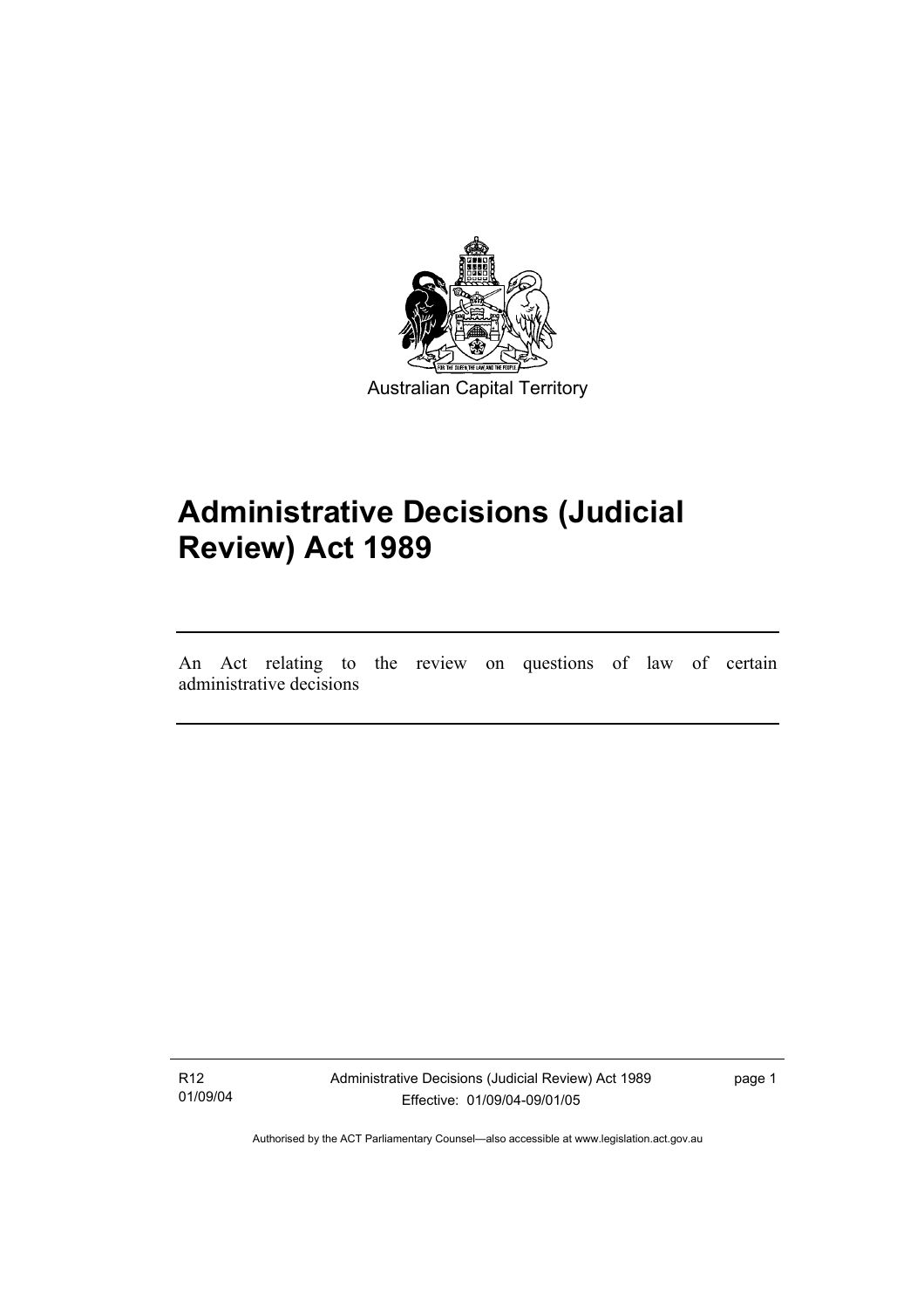Australian Capital Territory

# Administrative Decisions (Judicial Review) Act 1989

An Act relating to the review on questions of law of certain administrative decisions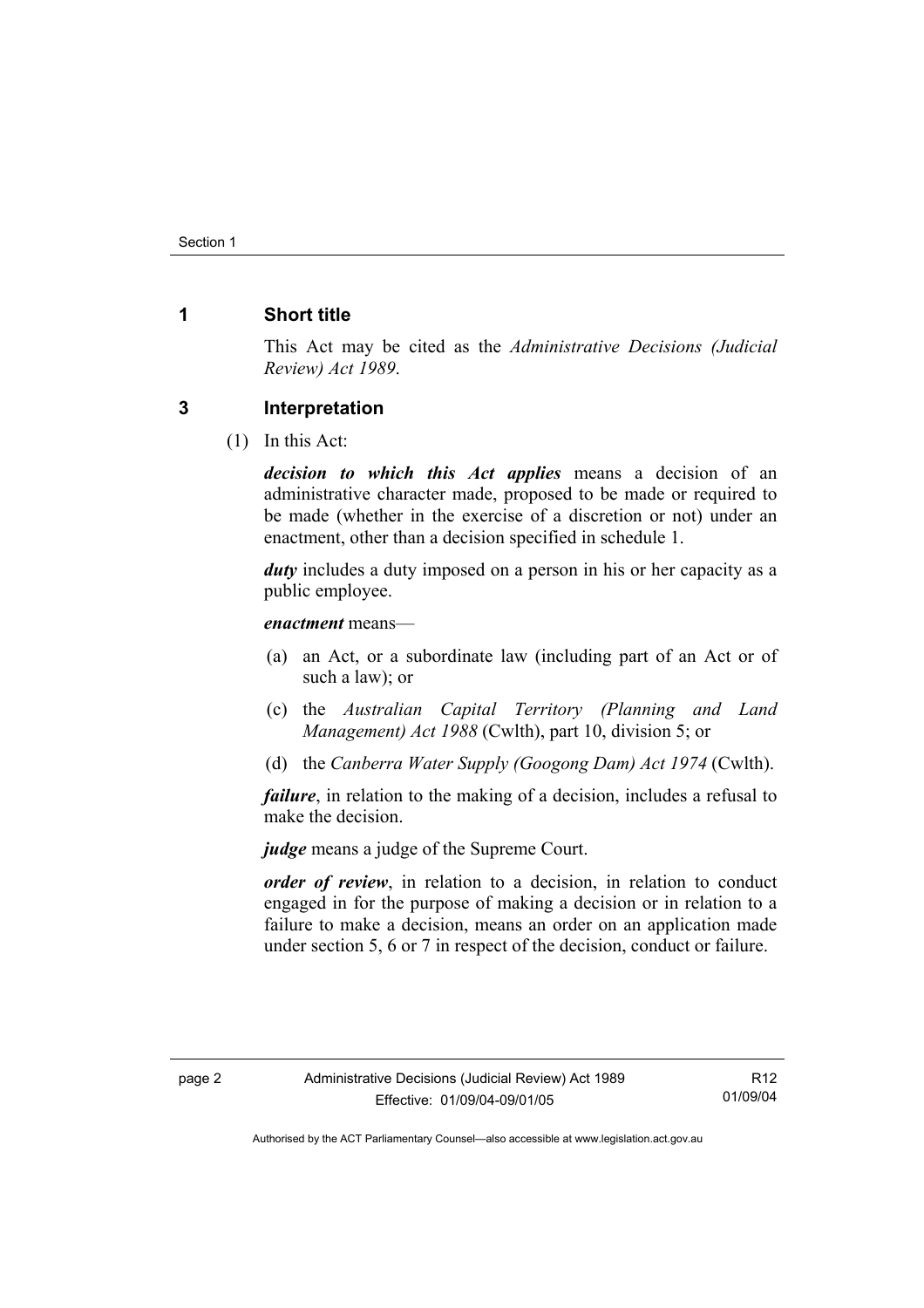## 1 Short title

This Act may be cited as the *Administrative Decisions (Judicial Review) Act 1989*.

## 3 Interpretation

(1) In this Act:

***decision to which this Act applies*** means a decision of an administrative character made, proposed to be made or required to be made (whether in the exercise of a discretion or not) under an enactment, other than a decision specified in schedule 1.

***duty*** includes a duty imposed on a person in his or her capacity as a public employee.

***enactment*** means—

(a) an Act, or a subordinate law (including part of an Act or of such a law); or

(c) the *Australian Capital Territory (Planning and Land Management) Act 1988* (Cwlth), part 10, division 5; or

(d) the *Canberra Water Supply (Googong Dam) Act 1974* (Cwlth).

***failure***, in relation to the making of a decision, includes a refusal to make the decision.

***judge*** means a judge of the Supreme Court.

***order of review***, in relation to a decision, in relation to conduct engaged in for the purpose of making a decision or in relation to a failure to make a decision, means an order on an application made under section 5, 6 or 7 in respect of the decision, conduct or failure.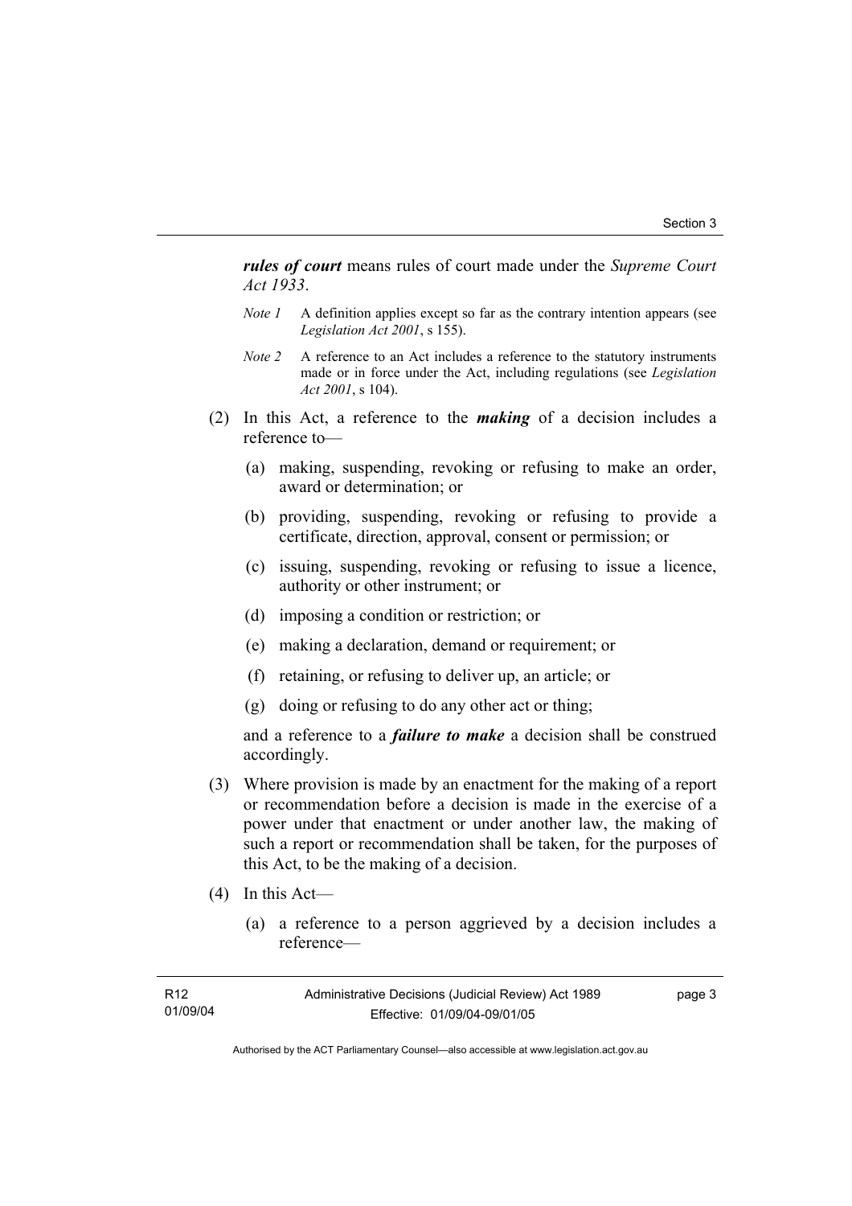***rules of court*** means rules of court made under the *Supreme Court Act 1933*.

*Note 1* A definition applies except so far as the contrary intention appears (see *Legislation Act 2001*, s 155).

*Note 2* A reference to an Act includes a reference to the statutory instruments made or in force under the Act, including regulations (see *Legislation Act 2001*, s 104).

(2) In this Act, a reference to the ***making*** of a decision includes a reference to—

(a) making, suspending, revoking or refusing to make an order, award or determination; or

(b) providing, suspending, revoking or refusing to provide a certificate, direction, approval, consent or permission; or

(c) issuing, suspending, revoking or refusing to issue a licence, authority or other instrument; or

(d) imposing a condition or restriction; or

(e) making a declaration, demand or requirement; or

(f) retaining, or refusing to deliver up, an article; or

(g) doing or refusing to do any other act or thing;

and a reference to a ***failure to make*** a decision shall be construed accordingly.

(3) Where provision is made by an enactment for the making of a report or recommendation before a decision is made in the exercise of a power under that enactment or under another law, the making of such a report or recommendation shall be taken, for the purposes of this Act, to be the making of a decision.

(4) In this Act—

(a) a reference to a person aggrieved by a decision includes a reference—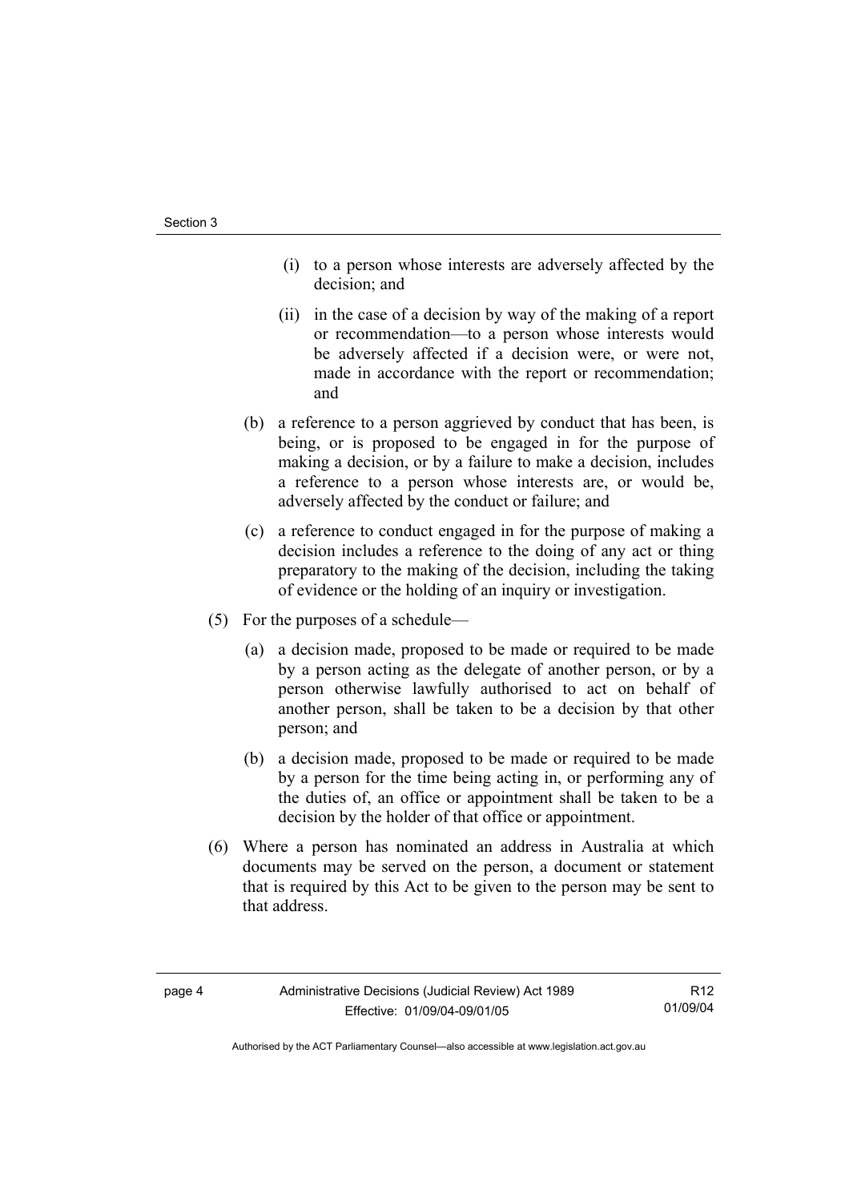(i) to a person whose interests are adversely affected by the decision; and

(ii) in the case of a decision by way of the making of a report or recommendation—to a person whose interests would be adversely affected if a decision were, or were not, made in accordance with the report or recommendation; and

(b) a reference to a person aggrieved by conduct that has been, is being, or is proposed to be engaged in for the purpose of making a decision, or by a failure to make a decision, includes a reference to a person whose interests are, or would be, adversely affected by the conduct or failure; and

(c) a reference to conduct engaged in for the purpose of making a decision includes a reference to the doing of any act or thing preparatory to the making of the decision, including the taking of evidence or the holding of an inquiry or investigation.

(5) For the purposes of a schedule—

(a) a decision made, proposed to be made or required to be made by a person acting as the delegate of another person, or by a person otherwise lawfully authorised to act on behalf of another person, shall be taken to be a decision by that other person; and

(b) a decision made, proposed to be made or required to be made by a person for the time being acting in, or performing any of the duties of, an office or appointment shall be taken to be a decision by the holder of that office or appointment.

(6) Where a person has nominated an address in Australia at which documents may be served on the person, a document or statement that is required by this Act to be given to the person may be sent to that address.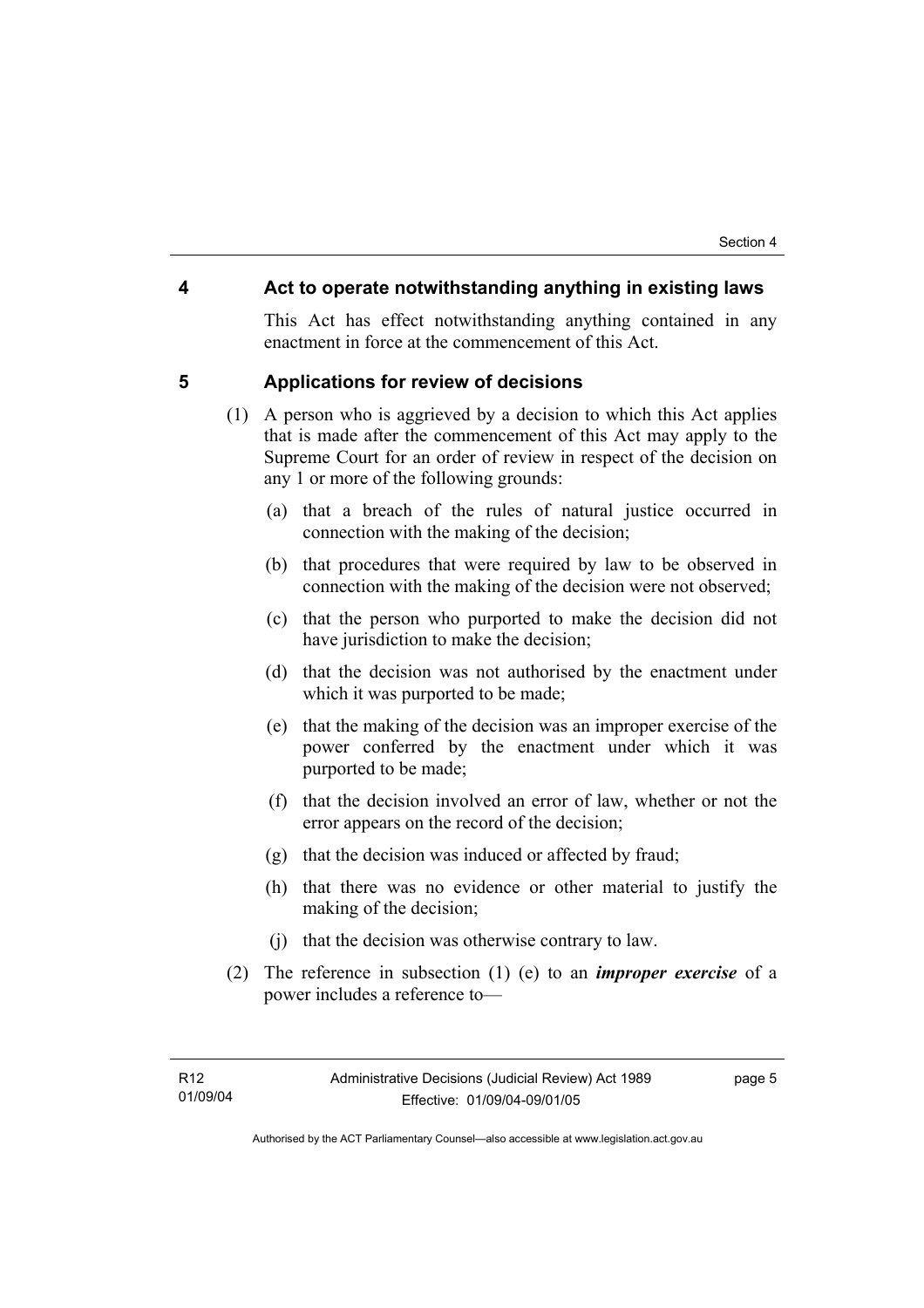## 4 Act to operate notwithstanding anything in existing laws

This Act has effect notwithstanding anything contained in any enactment in force at the commencement of this Act.

## 5 Applications for review of decisions

(1) A person who is aggrieved by a decision to which this Act applies that is made after the commencement of this Act may apply to the Supreme Court for an order of review in respect of the decision on any 1 or more of the following grounds:

(a) that a breach of the rules of natural justice occurred in connection with the making of the decision;

(b) that procedures that were required by law to be observed in connection with the making of the decision were not observed;

(c) that the person who purported to make the decision did not have jurisdiction to make the decision;

(d) that the decision was not authorised by the enactment under which it was purported to be made;

(e) that the making of the decision was an improper exercise of the power conferred by the enactment under which it was purported to be made;

(f) that the decision involved an error of law, whether or not the error appears on the record of the decision;

(g) that the decision was induced or affected by fraud;

(h) that there was no evidence or other material to justify the making of the decision;

(j) that the decision was otherwise contrary to law.

(2) The reference in subsection (1) (e) to an ***improper exercise*** of a power includes a reference to—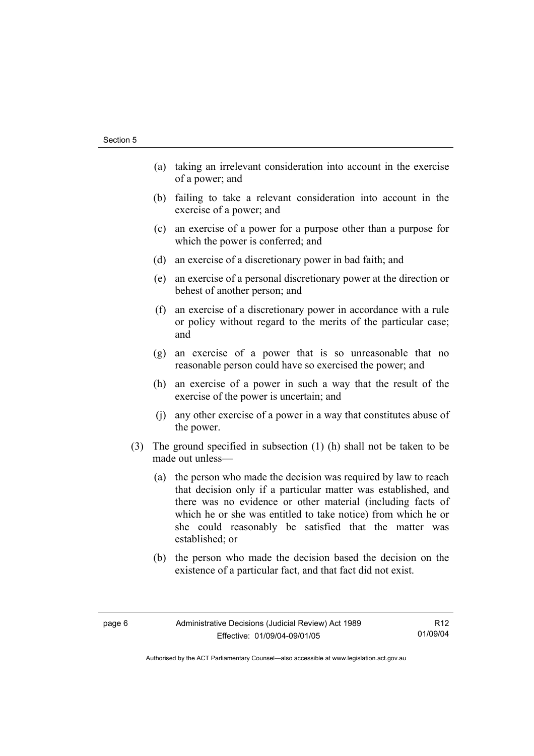(a) taking an irrelevant consideration into account in the exercise of a power; and

(b) failing to take a relevant consideration into account in the exercise of a power; and

(c) an exercise of a power for a purpose other than a purpose for which the power is conferred; and

(d) an exercise of a discretionary power in bad faith; and

(e) an exercise of a personal discretionary power at the direction or behest of another person; and

(f) an exercise of a discretionary power in accordance with a rule or policy without regard to the merits of the particular case; and

(g) an exercise of a power that is so unreasonable that no reasonable person could have so exercised the power; and

(h) an exercise of a power in such a way that the result of the exercise of the power is uncertain; and

(j) any other exercise of a power in a way that constitutes abuse of the power.

(3) The ground specified in subsection (1) (h) shall not be taken to be made out unless—

(a) the person who made the decision was required by law to reach that decision only if a particular matter was established, and there was no evidence or other material (including facts of which he or she was entitled to take notice) from which he or she could reasonably be satisfied that the matter was established; or

(b) the person who made the decision based the decision on the existence of a particular fact, and that fact did not exist.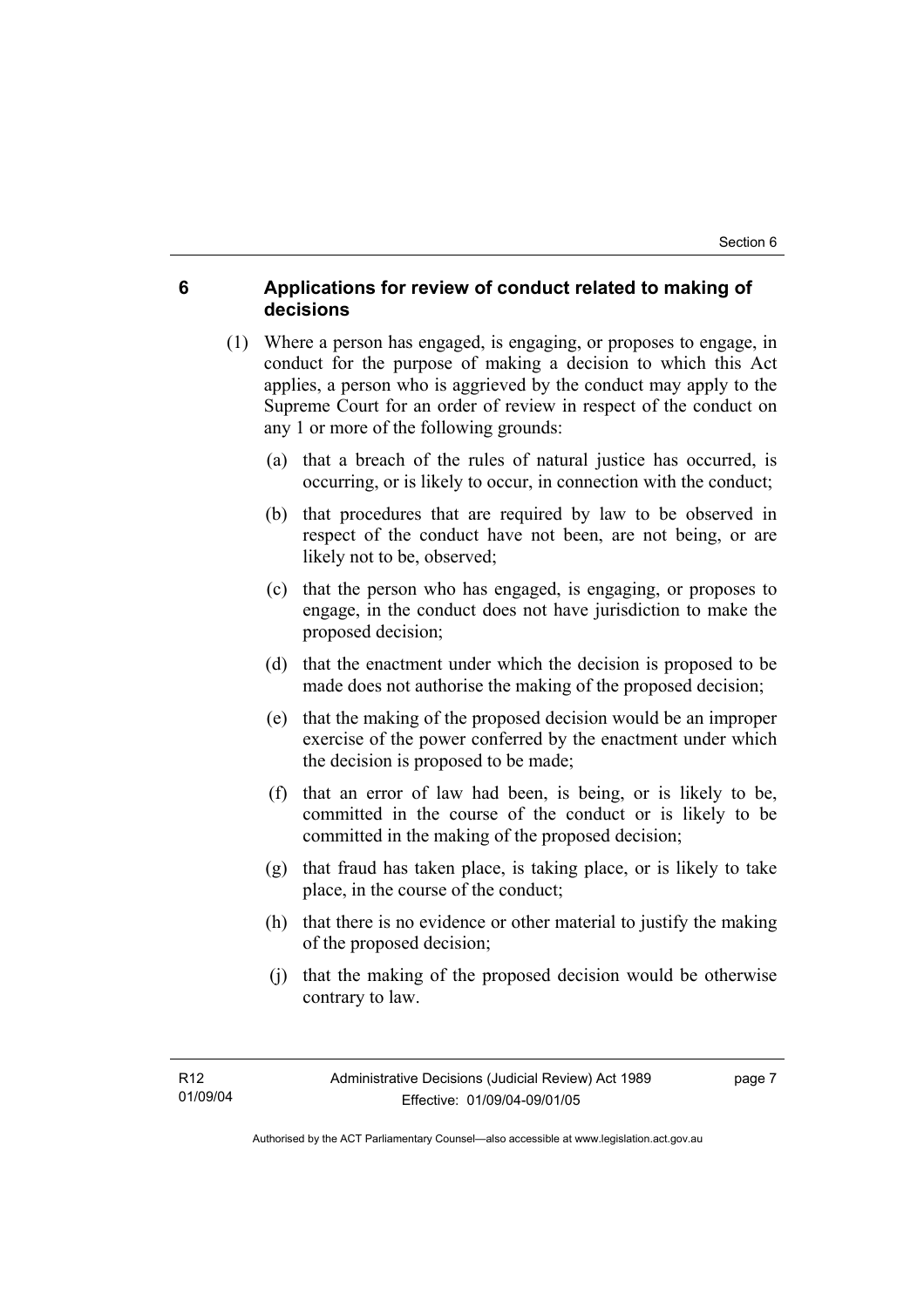## 6 Applications for review of conduct related to making of decisions

(1) Where a person has engaged, is engaging, or proposes to engage, in conduct for the purpose of making a decision to which this Act applies, a person who is aggrieved by the conduct may apply to the Supreme Court for an order of review in respect of the conduct on any 1 or more of the following grounds:

(a) that a breach of the rules of natural justice has occurred, is occurring, or is likely to occur, in connection with the conduct;

(b) that procedures that are required by law to be observed in respect of the conduct have not been, are not being, or are likely not to be, observed;

(c) that the person who has engaged, is engaging, or proposes to engage, in the conduct does not have jurisdiction to make the proposed decision;

(d) that the enactment under which the decision is proposed to be made does not authorise the making of the proposed decision;

(e) that the making of the proposed decision would be an improper exercise of the power conferred by the enactment under which the decision is proposed to be made;

(f) that an error of law had been, is being, or is likely to be, committed in the course of the conduct or is likely to be committed in the making of the proposed decision;

(g) that fraud has taken place, is taking place, or is likely to take place, in the course of the conduct;

(h) that there is no evidence or other material to justify the making of the proposed decision;

(j) that the making of the proposed decision would be otherwise contrary to law.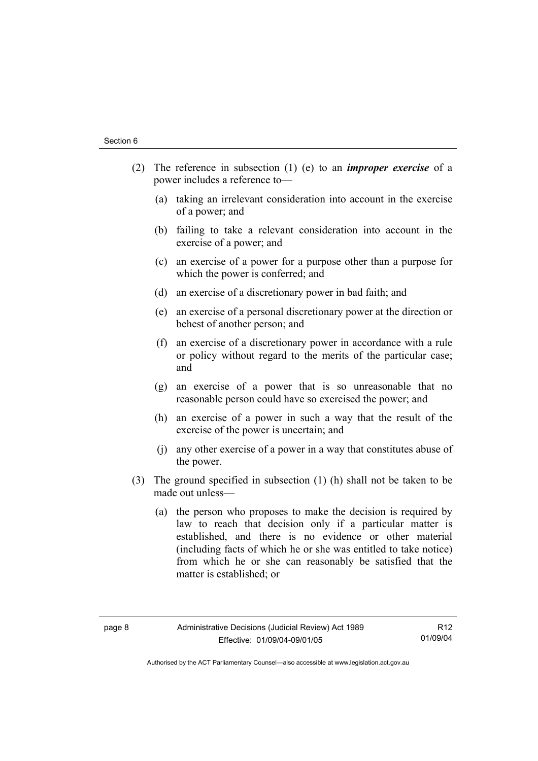(2) The reference in subsection (1) (e) to an ***improper exercise*** of a power includes a reference to—

(a) taking an irrelevant consideration into account in the exercise of a power; and

(b) failing to take a relevant consideration into account in the exercise of a power; and

(c) an exercise of a power for a purpose other than a purpose for which the power is conferred; and

(d) an exercise of a discretionary power in bad faith; and

(e) an exercise of a personal discretionary power at the direction or behest of another person; and

(f) an exercise of a discretionary power in accordance with a rule or policy without regard to the merits of the particular case; and

(g) an exercise of a power that is so unreasonable that no reasonable person could have so exercised the power; and

(h) an exercise of a power in such a way that the result of the exercise of the power is uncertain; and

(j) any other exercise of a power in a way that constitutes abuse of the power.

(3) The ground specified in subsection (1) (h) shall not be taken to be made out unless—

(a) the person who proposes to make the decision is required by law to reach that decision only if a particular matter is established, and there is no evidence or other material (including facts of which he or she was entitled to take notice) from which he or she can reasonably be satisfied that the matter is established; or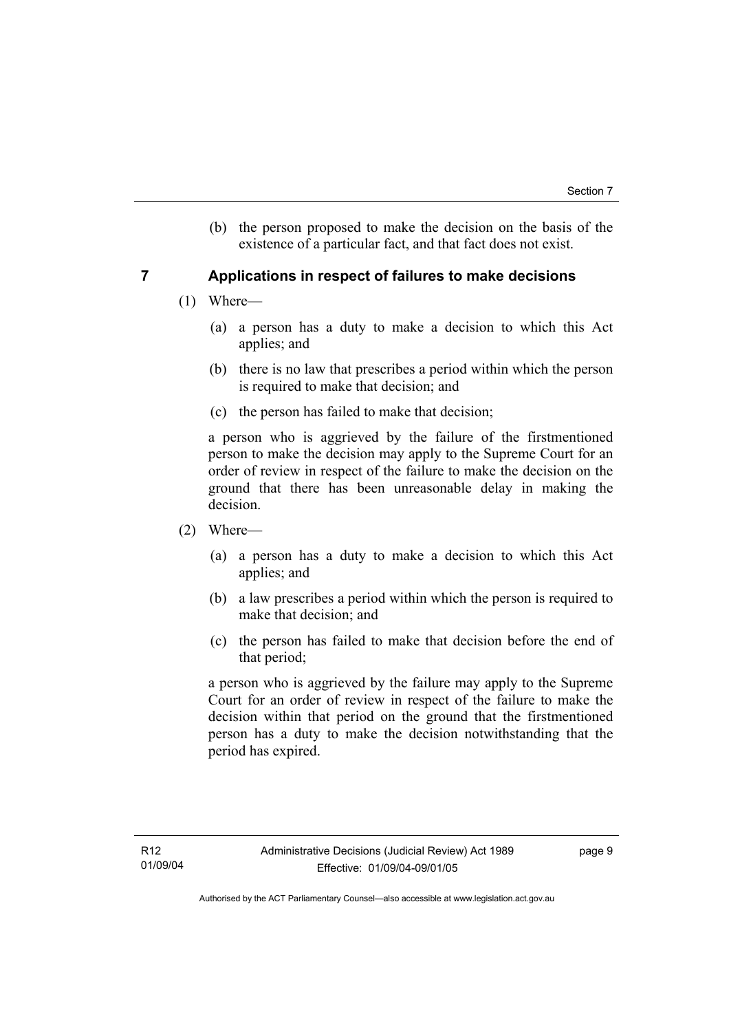(b) the person proposed to make the decision on the basis of the existence of a particular fact, and that fact does not exist.

## 7 Applications in respect of failures to make decisions

(1) Where—

(a) a person has a duty to make a decision to which this Act applies; and

(b) there is no law that prescribes a period within which the person is required to make that decision; and

(c) the person has failed to make that decision;

a person who is aggrieved by the failure of the firstmentioned person to make the decision may apply to the Supreme Court for an order of review in respect of the failure to make the decision on the ground that there has been unreasonable delay in making the decision.

(2) Where—

(a) a person has a duty to make a decision to which this Act applies; and

(b) a law prescribes a period within which the person is required to make that decision; and

(c) the person has failed to make that decision before the end of that period;

a person who is aggrieved by the failure may apply to the Supreme Court for an order of review in respect of the failure to make the decision within that period on the ground that the firstmentioned person has a duty to make the decision notwithstanding that the period has expired.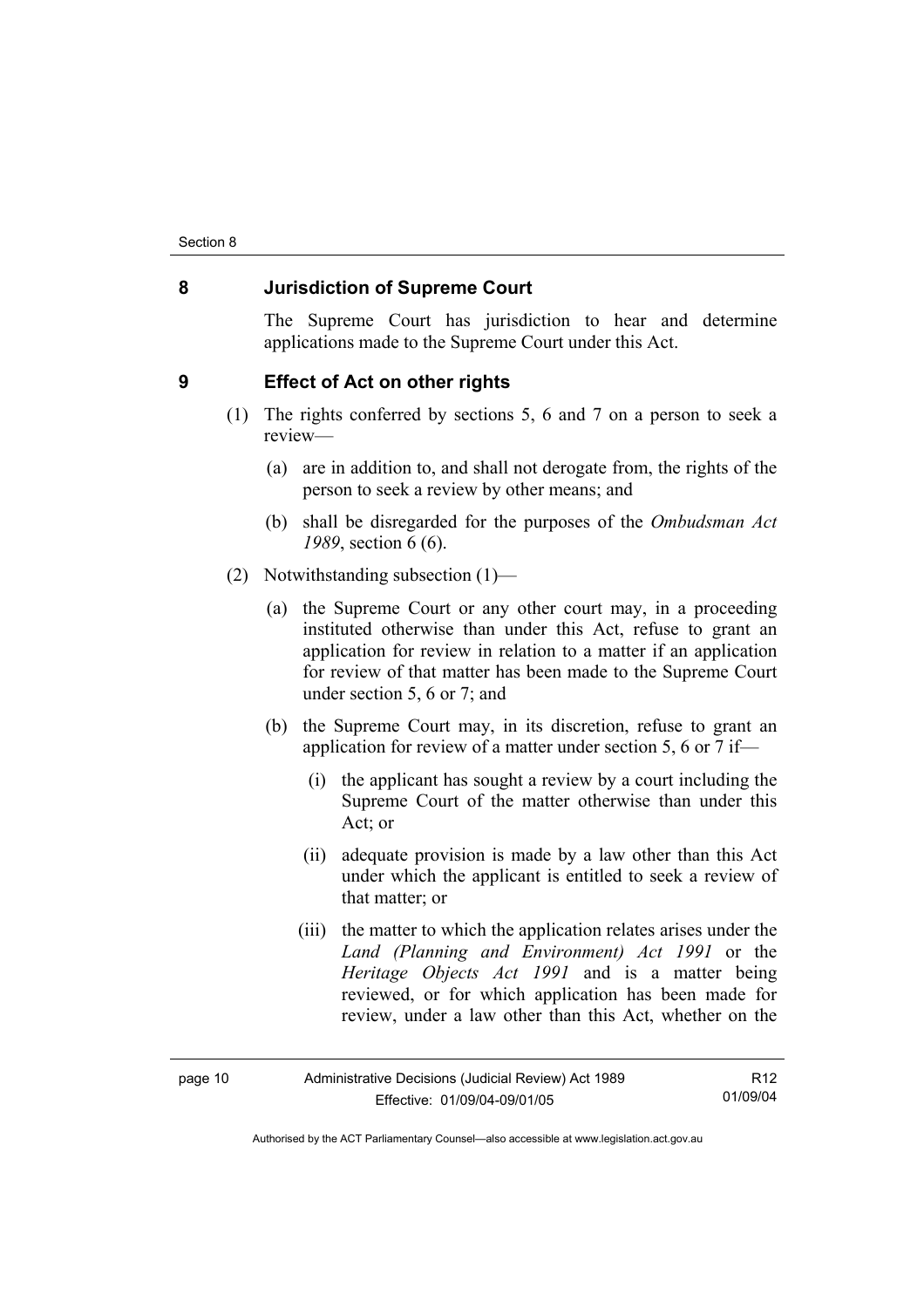## 8 Jurisdiction of Supreme Court

The Supreme Court has jurisdiction to hear and determine applications made to the Supreme Court under this Act.

## 9 Effect of Act on other rights

(1) The rights conferred by sections 5, 6 and 7 on a person to seek a review—

(a) are in addition to, and shall not derogate from, the rights of the person to seek a review by other means; and

(b) shall be disregarded for the purposes of the *Ombudsman Act 1989*, section 6 (6).

(2) Notwithstanding subsection (1)—

(a) the Supreme Court or any other court may, in a proceeding instituted otherwise than under this Act, refuse to grant an application for review in relation to a matter if an application for review of that matter has been made to the Supreme Court under section 5, 6 or 7; and

(b) the Supreme Court may, in its discretion, refuse to grant an application for review of a matter under section 5, 6 or 7 if—

(i) the applicant has sought a review by a court including the Supreme Court of the matter otherwise than under this Act; or

(ii) adequate provision is made by a law other than this Act under which the applicant is entitled to seek a review of that matter; or

(iii) the matter to which the application relates arises under the *Land (Planning and Environment) Act 1991* or the *Heritage Objects Act 1991* and is a matter being reviewed, or for which application has been made for review, under a law other than this Act, whether on the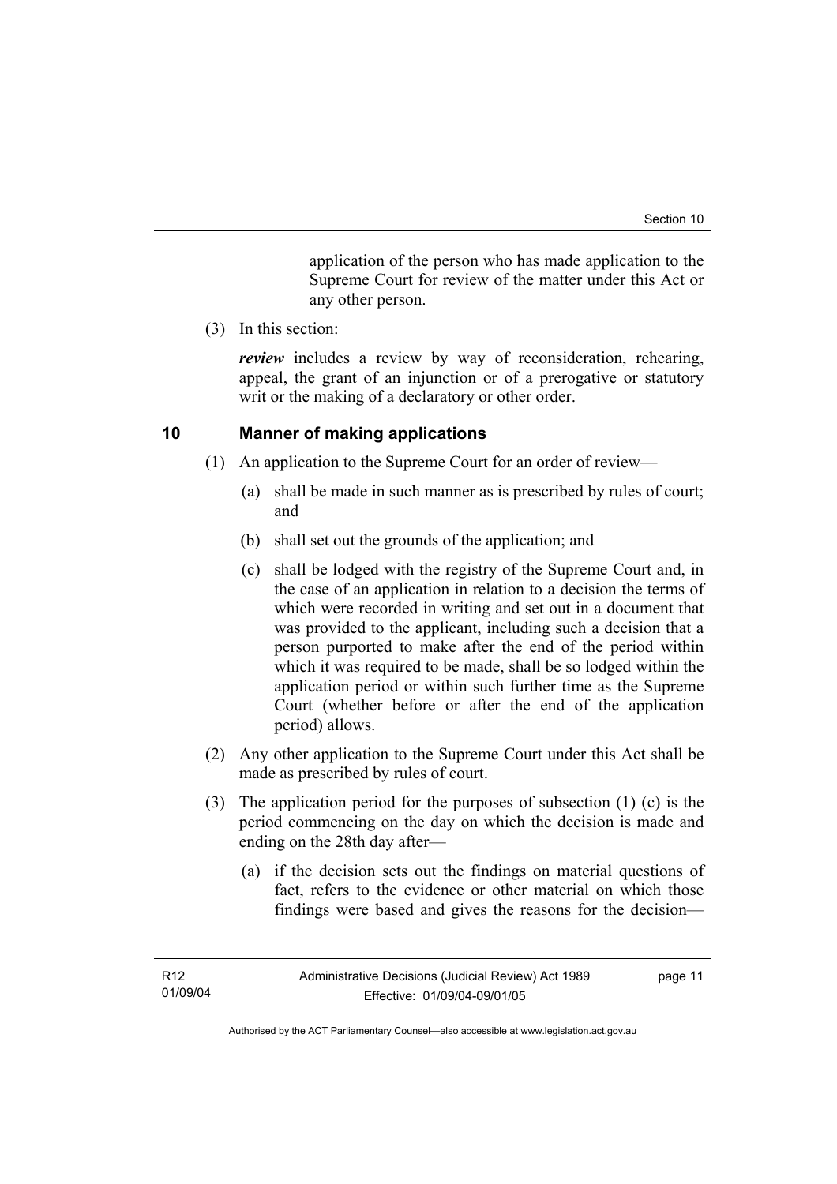application of the person who has made application to the Supreme Court for review of the matter under this Act or any other person.

(3) In this section:

***review*** includes a review by way of reconsideration, rehearing, appeal, the grant of an injunction or of a prerogative or statutory writ or the making of a declaratory or other order.

## 10 Manner of making applications

(1) An application to the Supreme Court for an order of review—

(a) shall be made in such manner as is prescribed by rules of court; and

(b) shall set out the grounds of the application; and

(c) shall be lodged with the registry of the Supreme Court and, in the case of an application in relation to a decision the terms of which were recorded in writing and set out in a document that was provided to the applicant, including such a decision that a person purported to make after the end of the period within which it was required to be made, shall be so lodged within the application period or within such further time as the Supreme Court (whether before or after the end of the application period) allows.

(2) Any other application to the Supreme Court under this Act shall be made as prescribed by rules of court.

(3) The application period for the purposes of subsection (1) (c) is the period commencing on the day on which the decision is made and ending on the 28th day after—

(a) if the decision sets out the findings on material questions of fact, refers to the evidence or other material on which those findings were based and gives the reasons for the decision—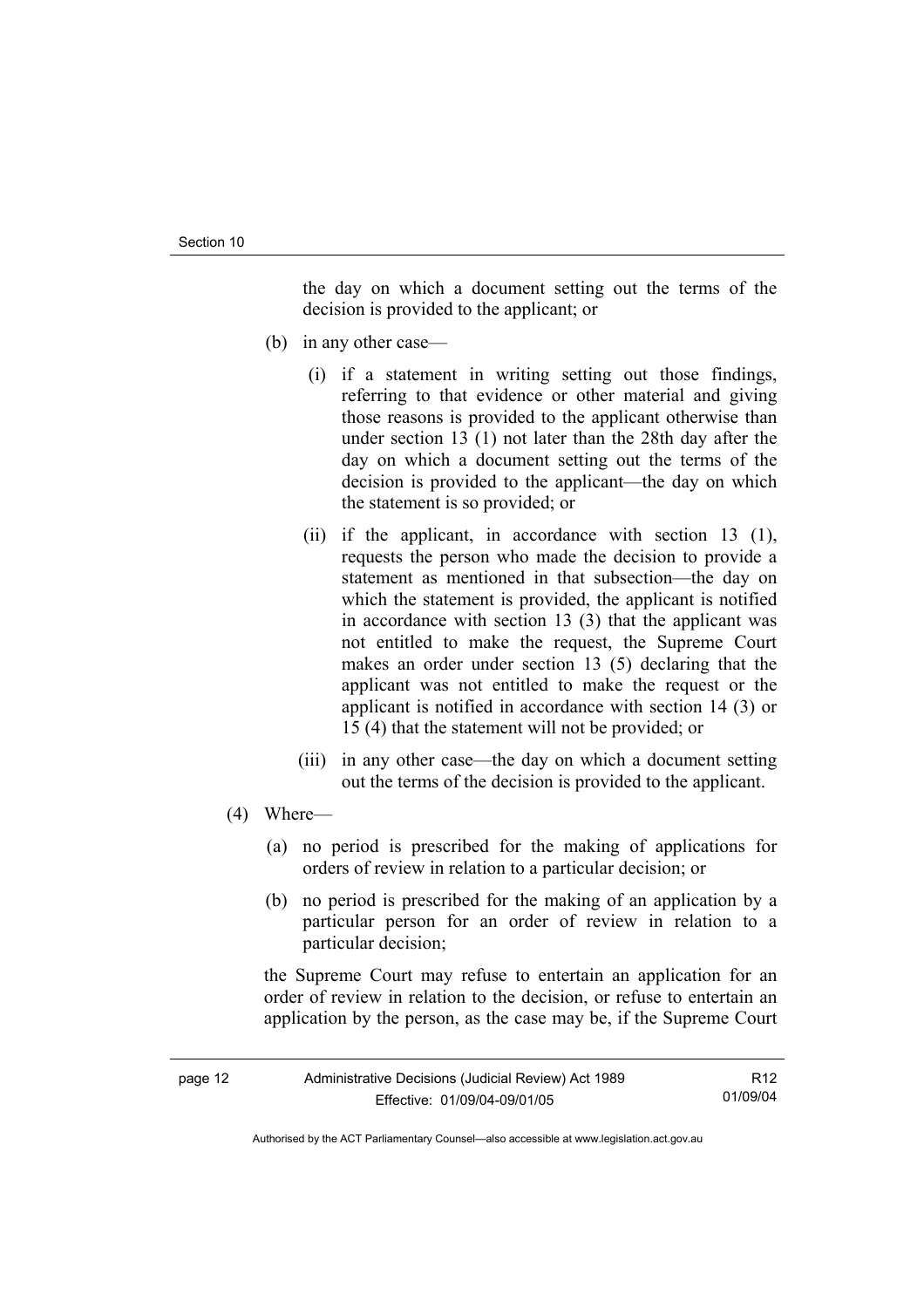the day on which a document setting out the terms of the decision is provided to the applicant; or

(b) in any other case—

(i) if a statement in writing setting out those findings, referring to that evidence or other material and giving those reasons is provided to the applicant otherwise than under section 13 (1) not later than the 28th day after the day on which a document setting out the terms of the decision is provided to the applicant—the day on which the statement is so provided; or

(ii) if the applicant, in accordance with section 13 (1), requests the person who made the decision to provide a statement as mentioned in that subsection—the day on which the statement is provided, the applicant is notified in accordance with section 13 (3) that the applicant was not entitled to make the request, the Supreme Court makes an order under section 13 (5) declaring that the applicant was not entitled to make the request or the applicant is notified in accordance with section 14 (3) or 15 (4) that the statement will not be provided; or

(iii) in any other case—the day on which a document setting out the terms of the decision is provided to the applicant.

(4) Where—

(a) no period is prescribed for the making of applications for orders of review in relation to a particular decision; or

(b) no period is prescribed for the making of an application by a particular person for an order of review in relation to a particular decision;

the Supreme Court may refuse to entertain an application for an order of review in relation to the decision, or refuse to entertain an application by the person, as the case may be, if the Supreme Court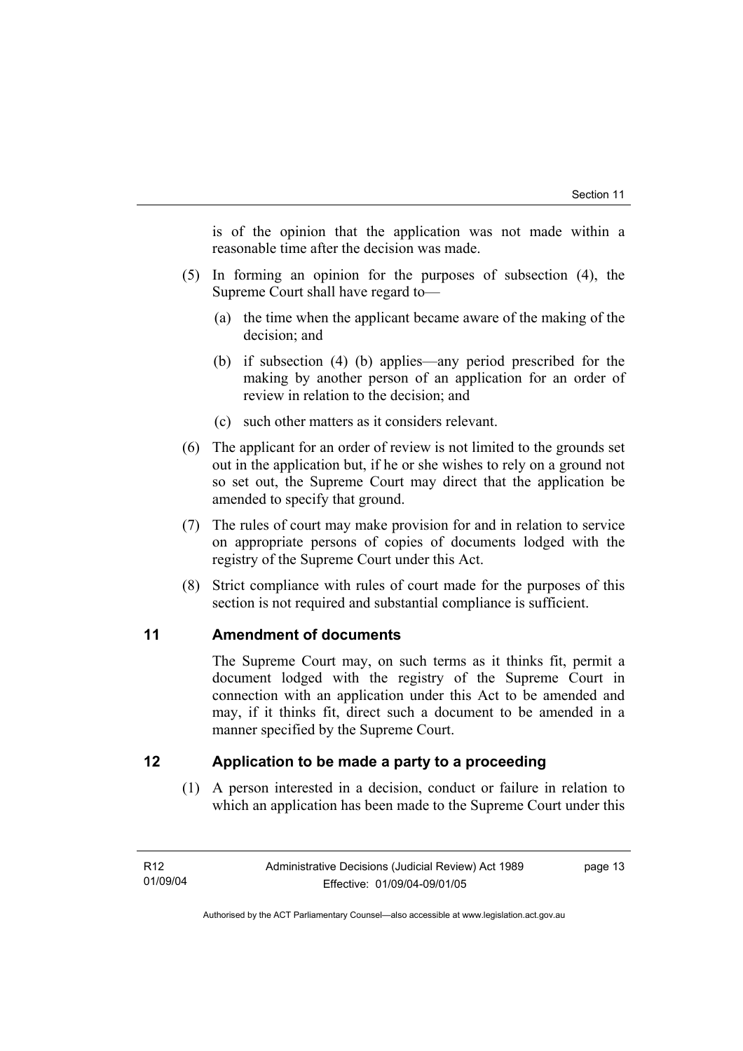is of the opinion that the application was not made within a reasonable time after the decision was made.

(5) In forming an opinion for the purposes of subsection (4), the Supreme Court shall have regard to—

  (a) the time when the applicant became aware of the making of the decision; and

  (b) if subsection (4) (b) applies—any period prescribed for the making by another person of an application for an order of review in relation to the decision; and

  (c) such other matters as it considers relevant.

(6) The applicant for an order of review is not limited to the grounds set out in the application but, if he or she wishes to rely on a ground not so set out, the Supreme Court may direct that the application be amended to specify that ground.

(7) The rules of court may make provision for and in relation to service on appropriate persons of copies of documents lodged with the registry of the Supreme Court under this Act.

(8) Strict compliance with rules of court made for the purposes of this section is not required and substantial compliance is sufficient.

## 11 Amendment of documents

The Supreme Court may, on such terms as it thinks fit, permit a document lodged with the registry of the Supreme Court in connection with an application under this Act to be amended and may, if it thinks fit, direct such a document to be amended in a manner specified by the Supreme Court.

## 12 Application to be made a party to a proceeding

(1) A person interested in a decision, conduct or failure in relation to which an application has been made to the Supreme Court under this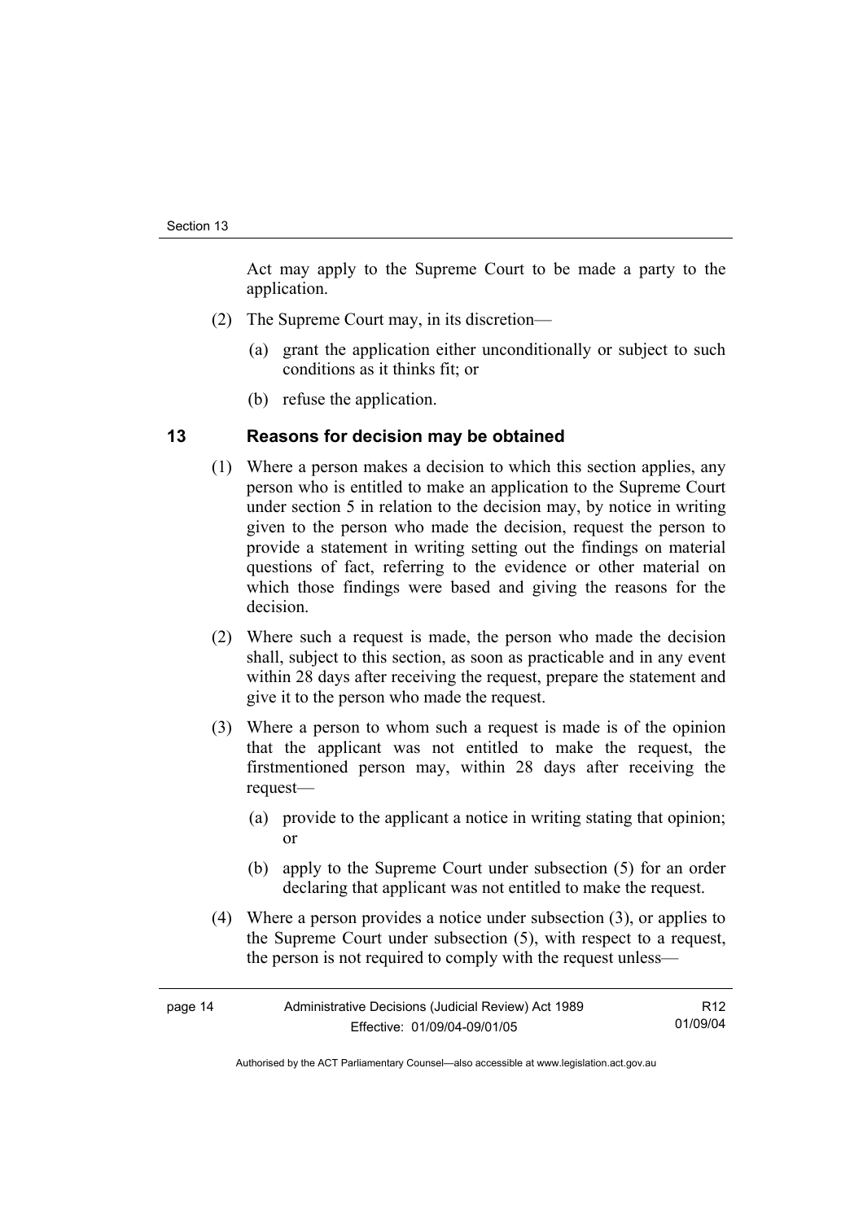Act may apply to the Supreme Court to be made a party to the application.

(2) The Supreme Court may, in its discretion—

  (a) grant the application either unconditionally or subject to such conditions as it thinks fit; or

  (b) refuse the application.

## 13 Reasons for decision may be obtained

(1) Where a person makes a decision to which this section applies, any person who is entitled to make an application to the Supreme Court under section 5 in relation to the decision may, by notice in writing given to the person who made the decision, request the person to provide a statement in writing setting out the findings on material questions of fact, referring to the evidence or other material on which those findings were based and giving the reasons for the decision.

(2) Where such a request is made, the person who made the decision shall, subject to this section, as soon as practicable and in any event within 28 days after receiving the request, prepare the statement and give it to the person who made the request.

(3) Where a person to whom such a request is made is of the opinion that the applicant was not entitled to make the request, the firstmentioned person may, within 28 days after receiving the request—

  (a) provide to the applicant a notice in writing stating that opinion; or

  (b) apply to the Supreme Court under subsection (5) for an order declaring that applicant was not entitled to make the request.

(4) Where a person provides a notice under subsection (3), or applies to the Supreme Court under subsection (5), with respect to a request, the person is not required to comply with the request unless—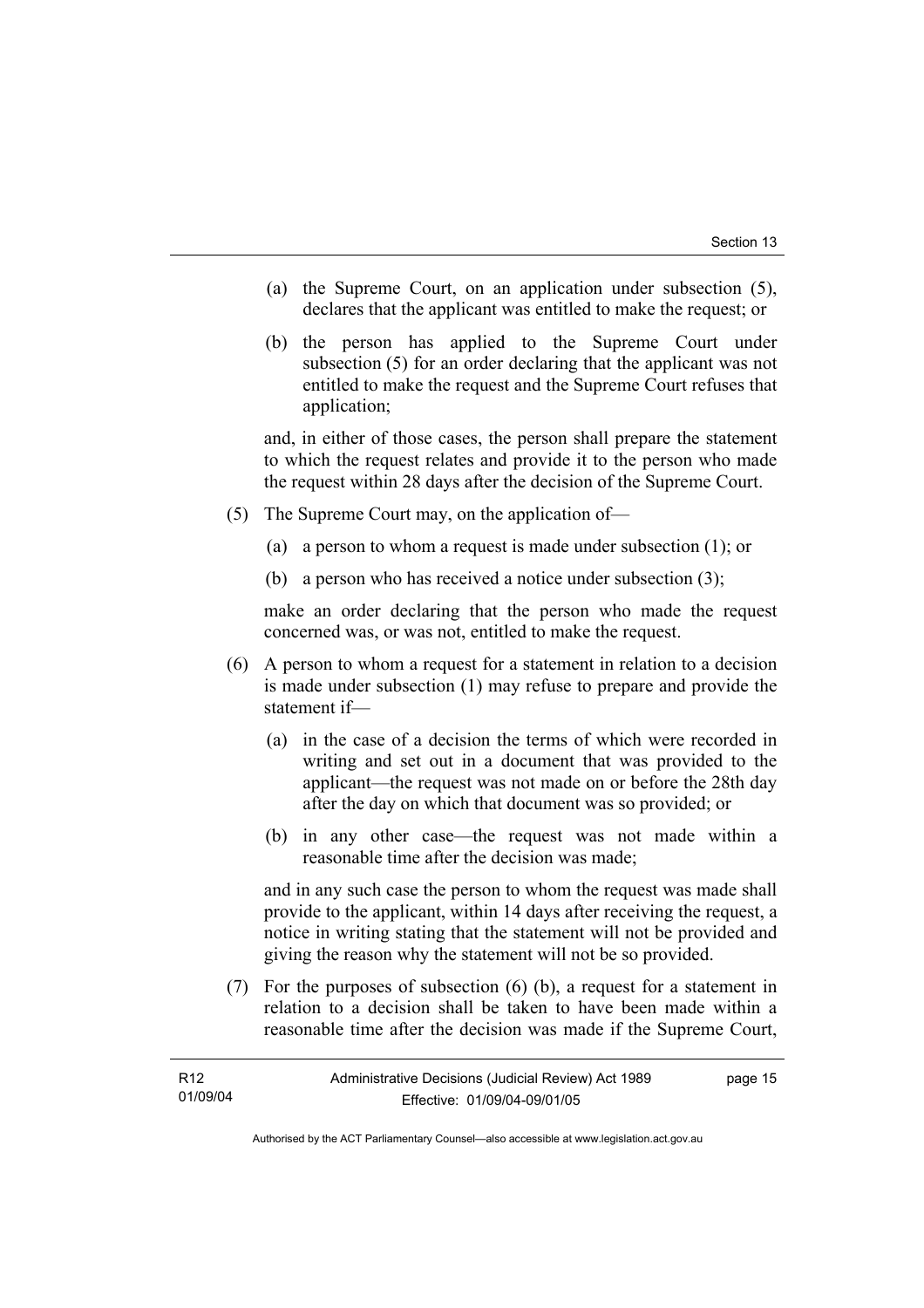(a) the Supreme Court, on an application under subsection (5), declares that the applicant was entitled to make the request; or

(b) the person has applied to the Supreme Court under subsection (5) for an order declaring that the applicant was not entitled to make the request and the Supreme Court refuses that application;

and, in either of those cases, the person shall prepare the statement to which the request relates and provide it to the person who made the request within 28 days after the decision of the Supreme Court.

(5) The Supreme Court may, on the application of—

(a) a person to whom a request is made under subsection (1); or

(b) a person who has received a notice under subsection (3);

make an order declaring that the person who made the request concerned was, or was not, entitled to make the request.

(6) A person to whom a request for a statement in relation to a decision is made under subsection (1) may refuse to prepare and provide the statement if—

(a) in the case of a decision the terms of which were recorded in writing and set out in a document that was provided to the applicant—the request was not made on or before the 28th day after the day on which that document was so provided; or

(b) in any other case—the request was not made within a reasonable time after the decision was made;

and in any such case the person to whom the request was made shall provide to the applicant, within 14 days after receiving the request, a notice in writing stating that the statement will not be provided and giving the reason why the statement will not be so provided.

(7) For the purposes of subsection (6) (b), a request for a statement in relation to a decision shall be taken to have been made within a reasonable time after the decision was made if the Supreme Court,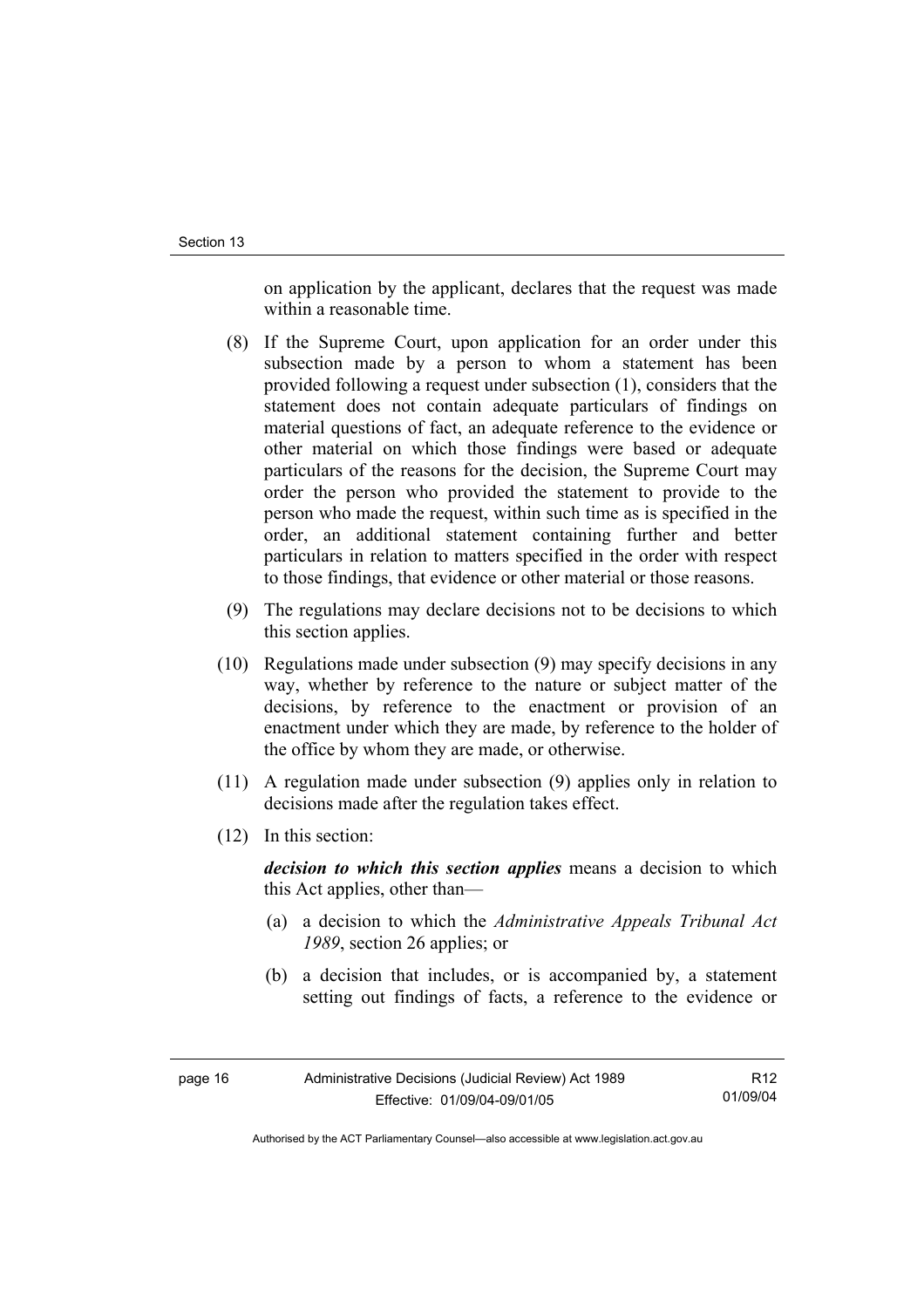on application by the applicant, declares that the request was made within a reasonable time.

(8) If the Supreme Court, upon application for an order under this subsection made by a person to whom a statement has been provided following a request under subsection (1), considers that the statement does not contain adequate particulars of findings on material questions of fact, an adequate reference to the evidence or other material on which those findings were based or adequate particulars of the reasons for the decision, the Supreme Court may order the person who provided the statement to provide to the person who made the request, within such time as is specified in the order, an additional statement containing further and better particulars in relation to matters specified in the order with respect to those findings, that evidence or other material or those reasons.

(9) The regulations may declare decisions not to be decisions to which this section applies.

(10) Regulations made under subsection (9) may specify decisions in any way, whether by reference to the nature or subject matter of the decisions, by reference to the enactment or provision of an enactment under which they are made, by reference to the holder of the office by whom they are made, or otherwise.

(11) A regulation made under subsection (9) applies only in relation to decisions made after the regulation takes effect.

(12) In this section:

***decision to which this section applies*** means a decision to which this Act applies, other than—

(a) a decision to which the *Administrative Appeals Tribunal Act 1989*, section 26 applies; or

(b) a decision that includes, or is accompanied by, a statement setting out findings of facts, a reference to the evidence or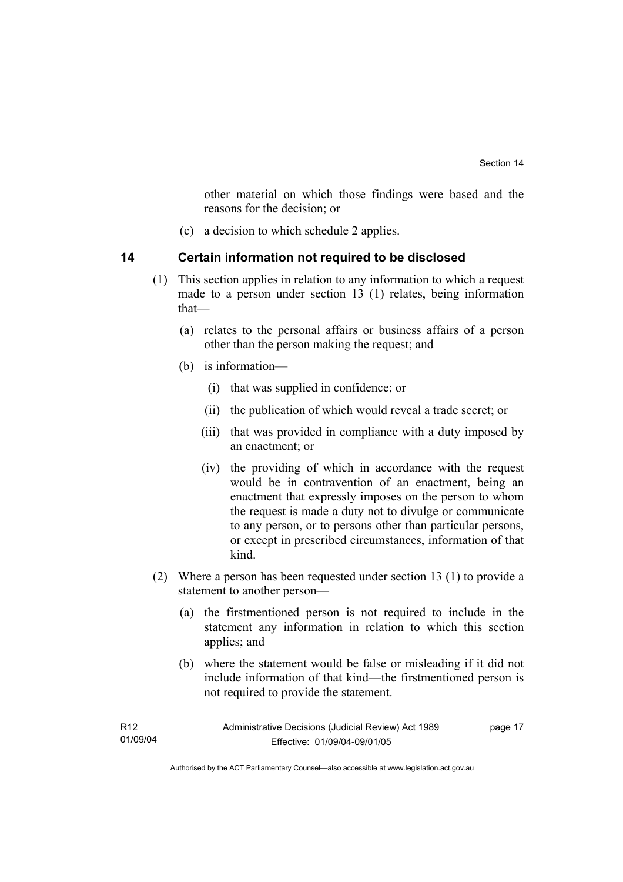other material on which those findings were based and the reasons for the decision; or

(c) a decision to which schedule 2 applies.

## 14 Certain information not required to be disclosed

(1) This section applies in relation to any information to which a request made to a person under section 13 (1) relates, being information that—

(a) relates to the personal affairs or business affairs of a person other than the person making the request; and

(b) is information—

(i) that was supplied in confidence; or

(ii) the publication of which would reveal a trade secret; or

(iii) that was provided in compliance with a duty imposed by an enactment; or

(iv) the providing of which in accordance with the request would be in contravention of an enactment, being an enactment that expressly imposes on the person to whom the request is made a duty not to divulge or communicate to any person, or to persons other than particular persons, or except in prescribed circumstances, information of that kind.

(2) Where a person has been requested under section 13 (1) to provide a statement to another person—

(a) the firstmentioned person is not required to include in the statement any information in relation to which this section applies; and

(b) where the statement would be false or misleading if it did not include information of that kind—the firstmentioned person is not required to provide the statement.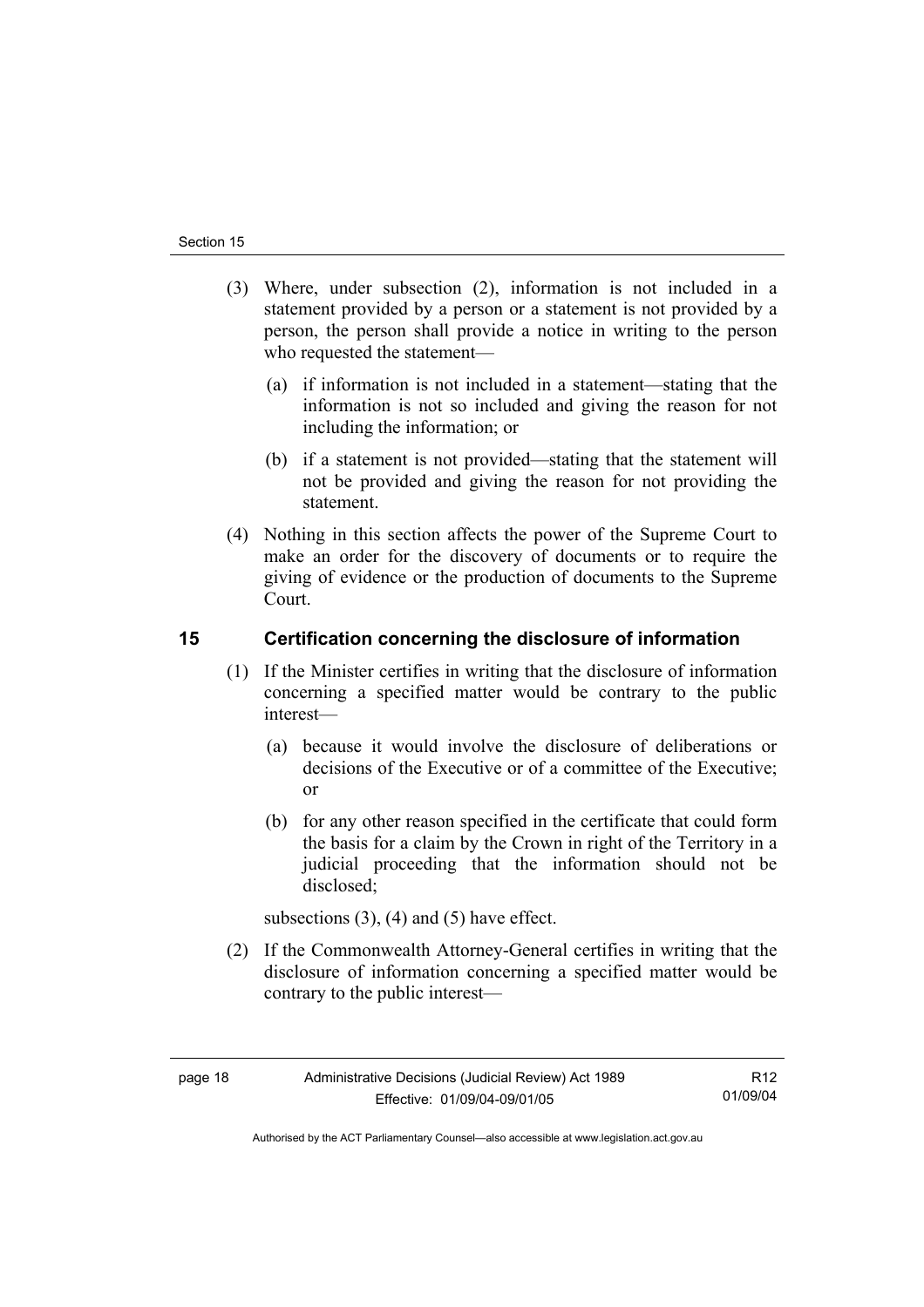(3) Where, under subsection (2), information is not included in a statement provided by a person or a statement is not provided by a person, the person shall provide a notice in writing to the person who requested the statement—

(a) if information is not included in a statement—stating that the information is not so included and giving the reason for not including the information; or

(b) if a statement is not provided—stating that the statement will not be provided and giving the reason for not providing the statement.

(4) Nothing in this section affects the power of the Supreme Court to make an order for the discovery of documents or to require the giving of evidence or the production of documents to the Supreme Court.

## 15 Certification concerning the disclosure of information

(1) If the Minister certifies in writing that the disclosure of information concerning a specified matter would be contrary to the public interest—

(a) because it would involve the disclosure of deliberations or decisions of the Executive or of a committee of the Executive; or

(b) for any other reason specified in the certificate that could form the basis for a claim by the Crown in right of the Territory in a judicial proceeding that the information should not be disclosed;

subsections (3), (4) and (5) have effect.

(2) If the Commonwealth Attorney-General certifies in writing that the disclosure of information concerning a specified matter would be contrary to the public interest—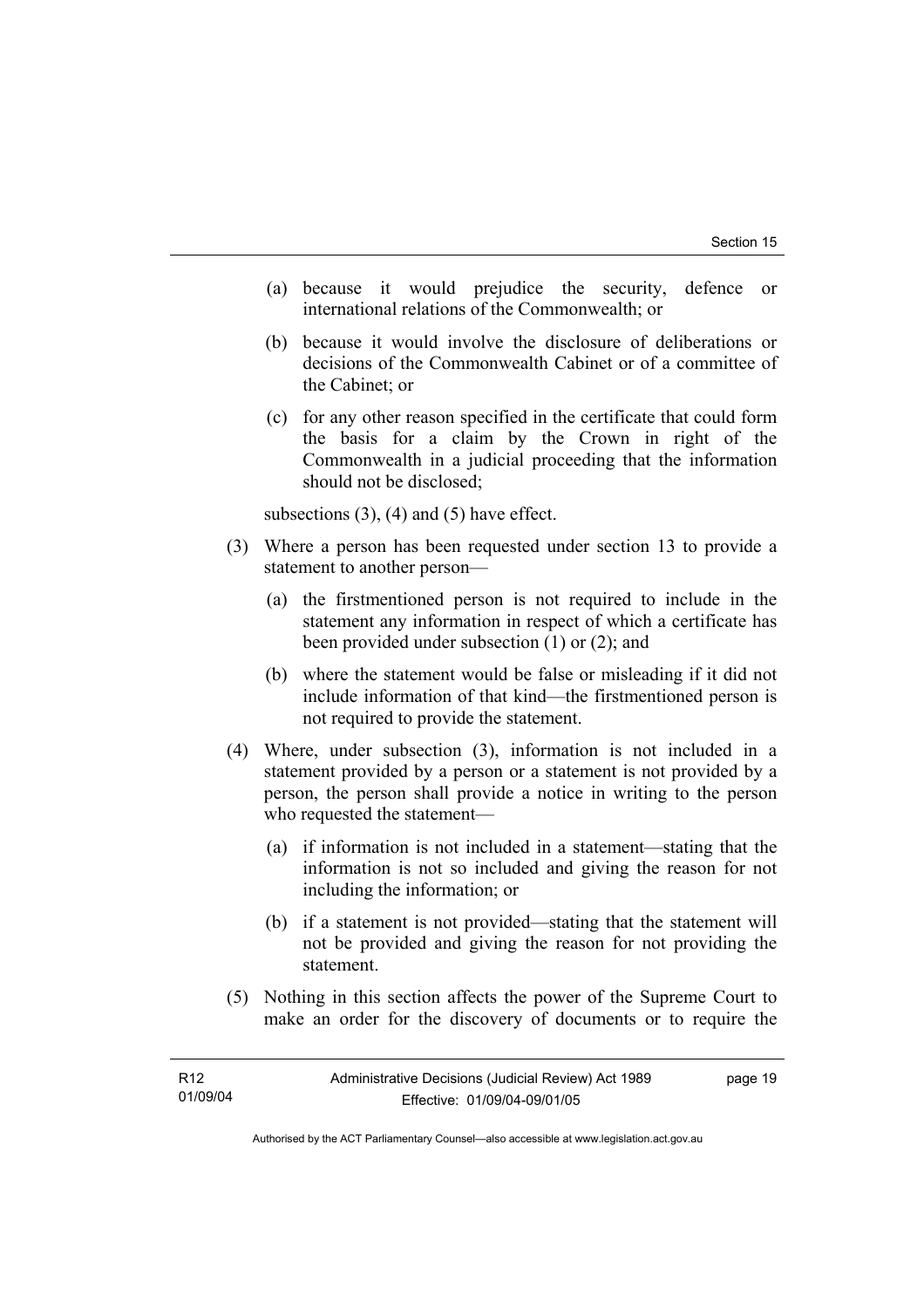(a) because it would prejudice the security, defence or international relations of the Commonwealth; or

(b) because it would involve the disclosure of deliberations or decisions of the Commonwealth Cabinet or of a committee of the Cabinet; or

(c) for any other reason specified in the certificate that could form the basis for a claim by the Crown in right of the Commonwealth in a judicial proceeding that the information should not be disclosed;

subsections (3), (4) and (5) have effect.

(3) Where a person has been requested under section 13 to provide a statement to another person—

(a) the firstmentioned person is not required to include in the statement any information in respect of which a certificate has been provided under subsection (1) or (2); and

(b) where the statement would be false or misleading if it did not include information of that kind—the firstmentioned person is not required to provide the statement.

(4) Where, under subsection (3), information is not included in a statement provided by a person or a statement is not provided by a person, the person shall provide a notice in writing to the person who requested the statement—

(a) if information is not included in a statement—stating that the information is not so included and giving the reason for not including the information; or

(b) if a statement is not provided—stating that the statement will not be provided and giving the reason for not providing the statement.

(5) Nothing in this section affects the power of the Supreme Court to make an order for the discovery of documents or to require the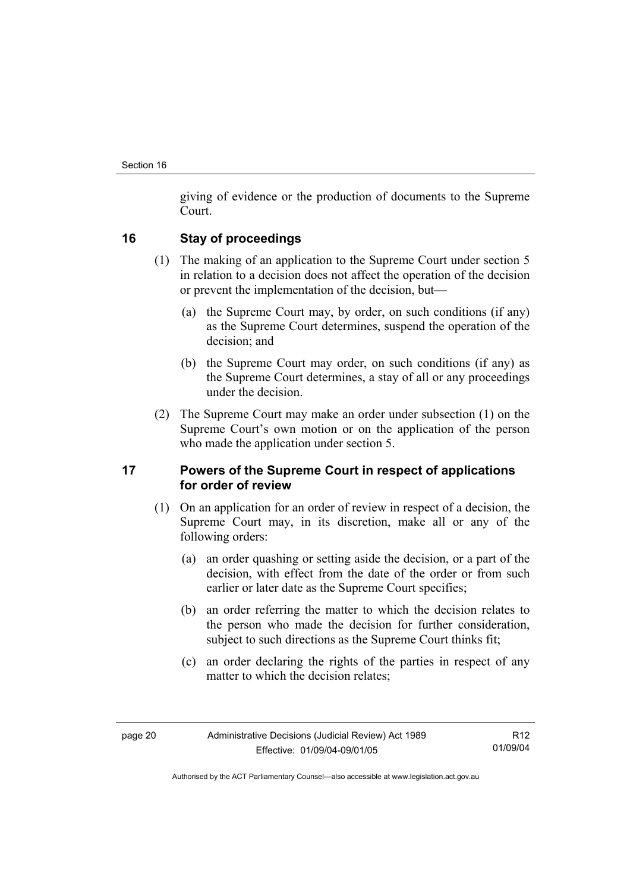giving of evidence or the production of documents to the Supreme Court.

## 16 Stay of proceedings

(1) The making of an application to the Supreme Court under section 5 in relation to a decision does not affect the operation of the decision or prevent the implementation of the decision, but—

(a) the Supreme Court may, by order, on such conditions (if any) as the Supreme Court determines, suspend the operation of the decision; and

(b) the Supreme Court may order, on such conditions (if any) as the Supreme Court determines, a stay of all or any proceedings under the decision.

(2) The Supreme Court may make an order under subsection (1) on the Supreme Court's own motion or on the application of the person who made the application under section 5.

## 17 Powers of the Supreme Court in respect of applications for order of review

(1) On an application for an order of review in respect of a decision, the Supreme Court may, in its discretion, make all or any of the following orders:

(a) an order quashing or setting aside the decision, or a part of the decision, with effect from the date of the order or from such earlier or later date as the Supreme Court specifies;

(b) an order referring the matter to which the decision relates to the person who made the decision for further consideration, subject to such directions as the Supreme Court thinks fit;

(c) an order declaring the rights of the parties in respect of any matter to which the decision relates;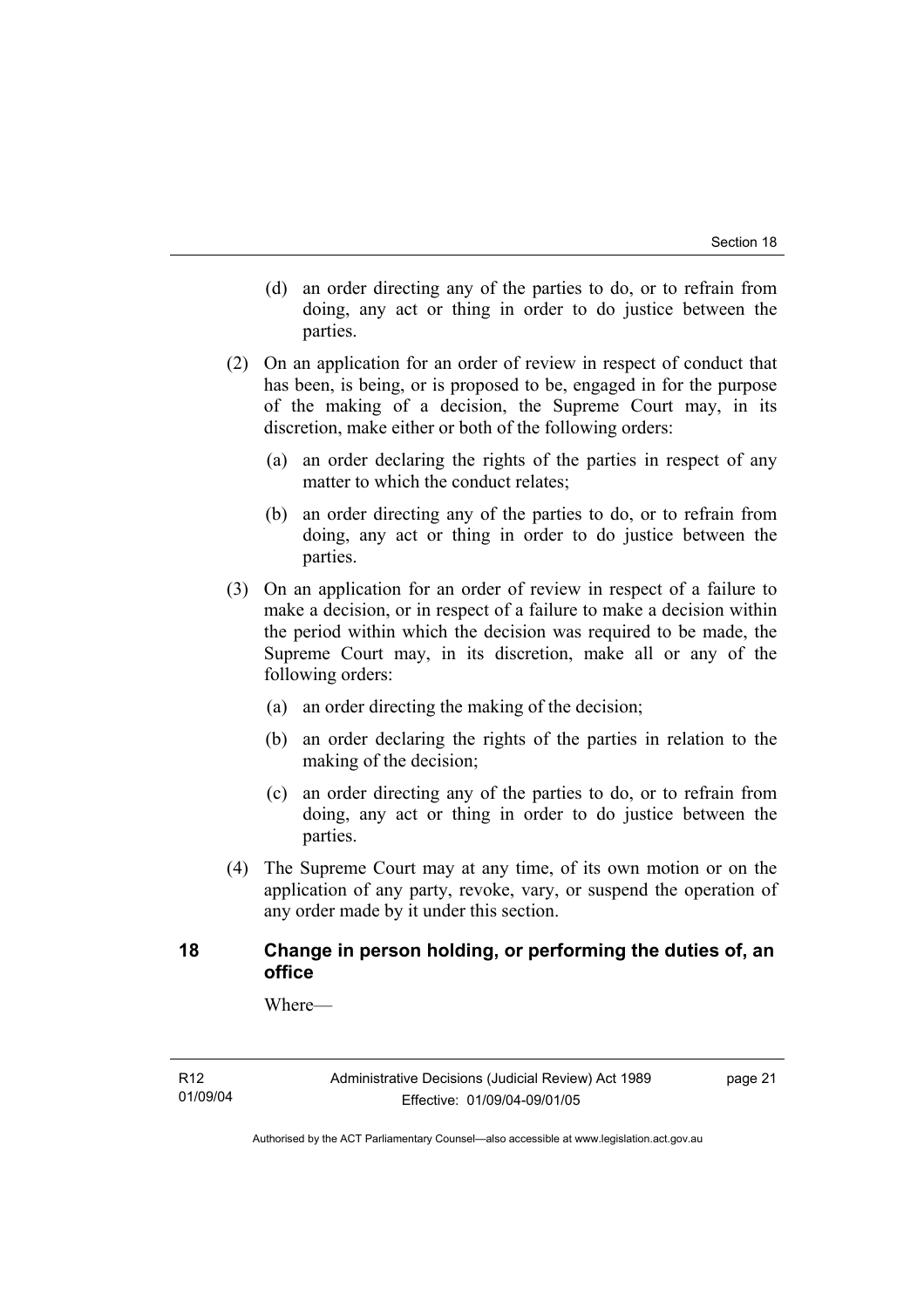(d) an order directing any of the parties to do, or to refrain from doing, any act or thing in order to do justice between the parties.

(2) On an application for an order of review in respect of conduct that has been, is being, or is proposed to be, engaged in for the purpose of the making of a decision, the Supreme Court may, in its discretion, make either or both of the following orders:

(a) an order declaring the rights of the parties in respect of any matter to which the conduct relates;

(b) an order directing any of the parties to do, or to refrain from doing, any act or thing in order to do justice between the parties.

(3) On an application for an order of review in respect of a failure to make a decision, or in respect of a failure to make a decision within the period within which the decision was required to be made, the Supreme Court may, in its discretion, make all or any of the following orders:

(a) an order directing the making of the decision;

(b) an order declaring the rights of the parties in relation to the making of the decision;

(c) an order directing any of the parties to do, or to refrain from doing, any act or thing in order to do justice between the parties.

(4) The Supreme Court may at any time, of its own motion or on the application of any party, revoke, vary, or suspend the operation of any order made by it under this section.

## 18 Change in person holding, or performing the duties of, an office

Where—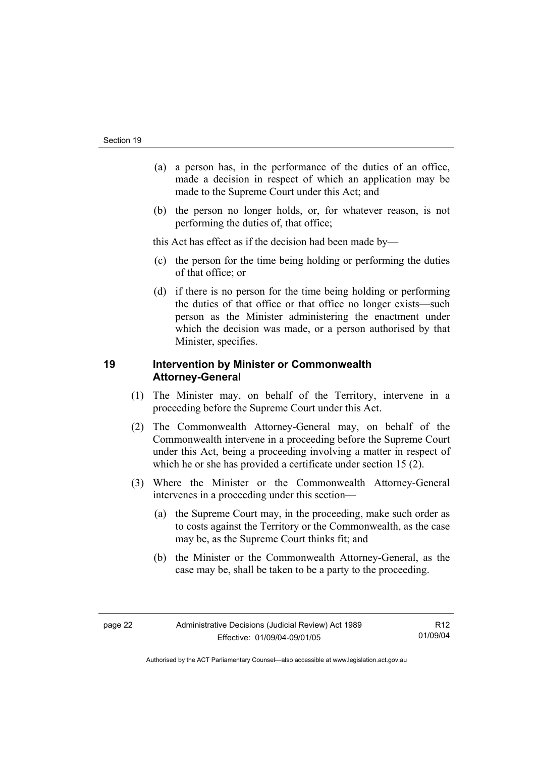(a) a person has, in the performance of the duties of an office, made a decision in respect of which an application may be made to the Supreme Court under this Act; and

(b) the person no longer holds, or, for whatever reason, is not performing the duties of, that office;

this Act has effect as if the decision had been made by—

(c) the person for the time being holding or performing the duties of that office; or

(d) if there is no person for the time being holding or performing the duties of that office or that office no longer exists—such person as the Minister administering the enactment under which the decision was made, or a person authorised by that Minister, specifies.

## 19 Intervention by Minister or Commonwealth Attorney-General

(1) The Minister may, on behalf of the Territory, intervene in a proceeding before the Supreme Court under this Act.

(2) The Commonwealth Attorney-General may, on behalf of the Commonwealth intervene in a proceeding before the Supreme Court under this Act, being a proceeding involving a matter in respect of which he or she has provided a certificate under section 15 (2).

(3) Where the Minister or the Commonwealth Attorney-General intervenes in a proceeding under this section—

(a) the Supreme Court may, in the proceeding, make such order as to costs against the Territory or the Commonwealth, as the case may be, as the Supreme Court thinks fit; and

(b) the Minister or the Commonwealth Attorney-General, as the case may be, shall be taken to be a party to the proceeding.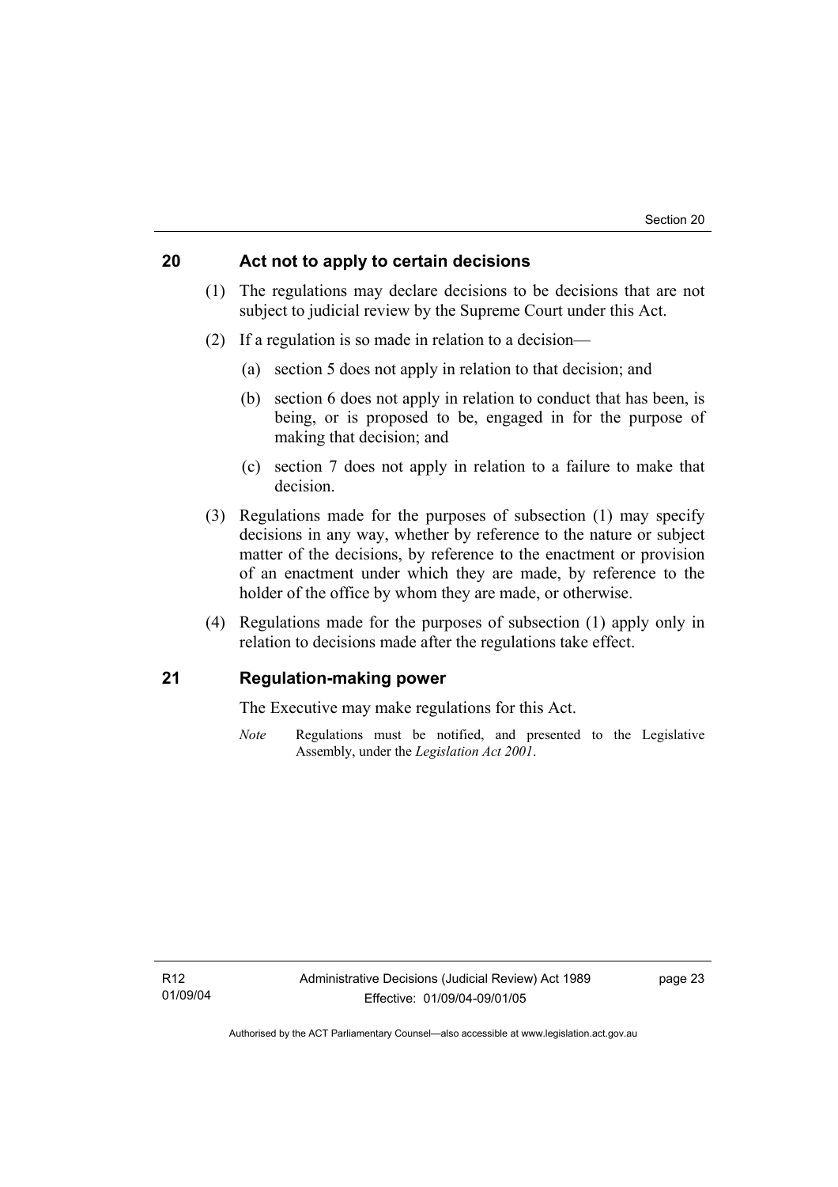## 20 Act not to apply to certain decisions

(1) The regulations may declare decisions to be decisions that are not subject to judicial review by the Supreme Court under this Act.

(2) If a regulation is so made in relation to a decision—

(a) section 5 does not apply in relation to that decision; and

(b) section 6 does not apply in relation to conduct that has been, is being, or is proposed to be, engaged in for the purpose of making that decision; and

(c) section 7 does not apply in relation to a failure to make that decision.

(3) Regulations made for the purposes of subsection (1) may specify decisions in any way, whether by reference to the nature or subject matter of the decisions, by reference to the enactment or provision of an enactment under which they are made, by reference to the holder of the office by whom they are made, or otherwise.

(4) Regulations made for the purposes of subsection (1) apply only in relation to decisions made after the regulations take effect.

## 21 Regulation-making power

The Executive may make regulations for this Act.

*Note* Regulations must be notified, and presented to the Legislative Assembly, under the *Legislation Act 2001*.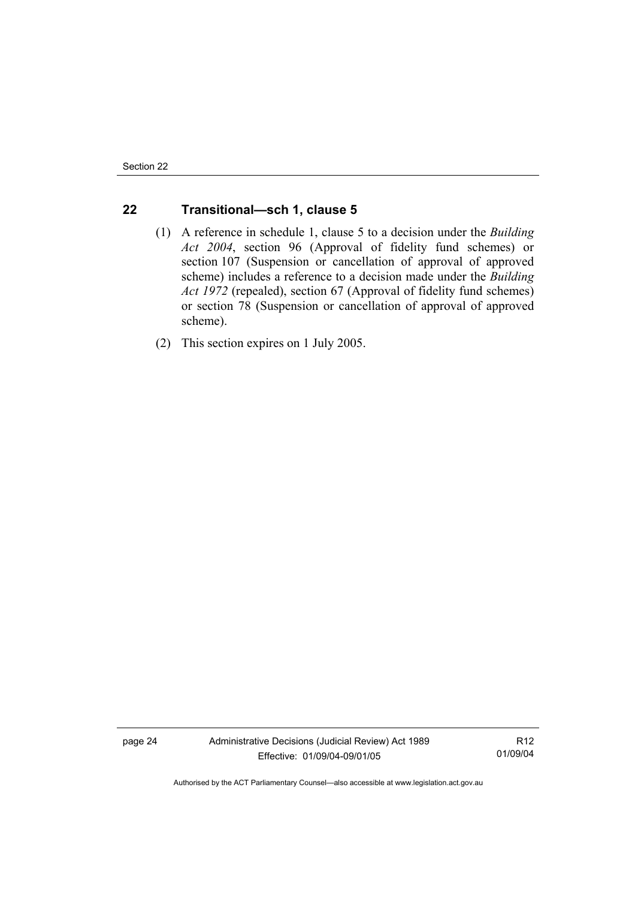## 22 Transitional—sch 1, clause 5

(1) A reference in schedule 1, clause 5 to a decision under the *Building Act 2004*, section 96 (Approval of fidelity fund schemes) or section 107 (Suspension or cancellation of approval of approved scheme) includes a reference to a decision made under the *Building Act 1972* (repealed), section 67 (Approval of fidelity fund schemes) or section 78 (Suspension or cancellation of approval of approved scheme).

(2) This section expires on 1 July 2005.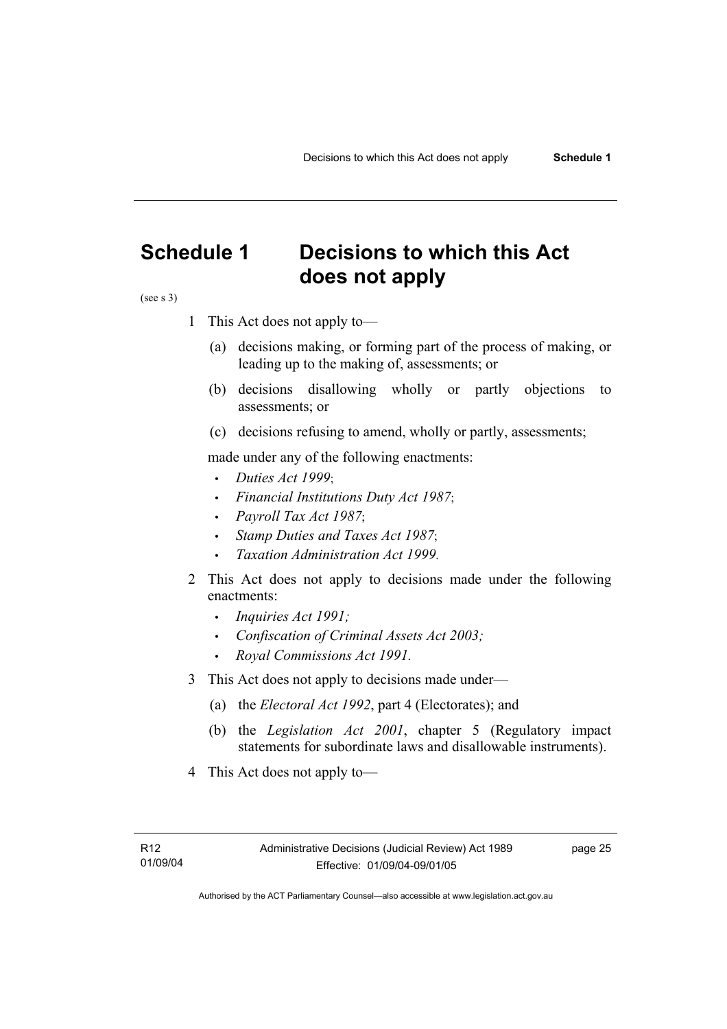# Schedule 1 Decisions to which this Act does not apply

(see s 3)

1 This Act does not apply to—

(a) decisions making, or forming part of the process of making, or leading up to the making of, assessments; or

(b) decisions disallowing wholly or partly objections to assessments; or

(c) decisions refusing to amend, wholly or partly, assessments;

made under any of the following enactments:

- *Duties Act 1999*;
- *Financial Institutions Duty Act 1987*;
- *Payroll Tax Act 1987*;
- *Stamp Duties and Taxes Act 1987*;
- *Taxation Administration Act 1999.*

2 This Act does not apply to decisions made under the following enactments:

- *Inquiries Act 1991;*
- *Confiscation of Criminal Assets Act 2003;*
- *Royal Commissions Act 1991.*

3 This Act does not apply to decisions made under—

(a) the *Electoral Act 1992*, part 4 (Electorates); and

(b) the *Legislation Act 2001*, chapter 5 (Regulatory impact statements for subordinate laws and disallowable instruments).

4 This Act does not apply to—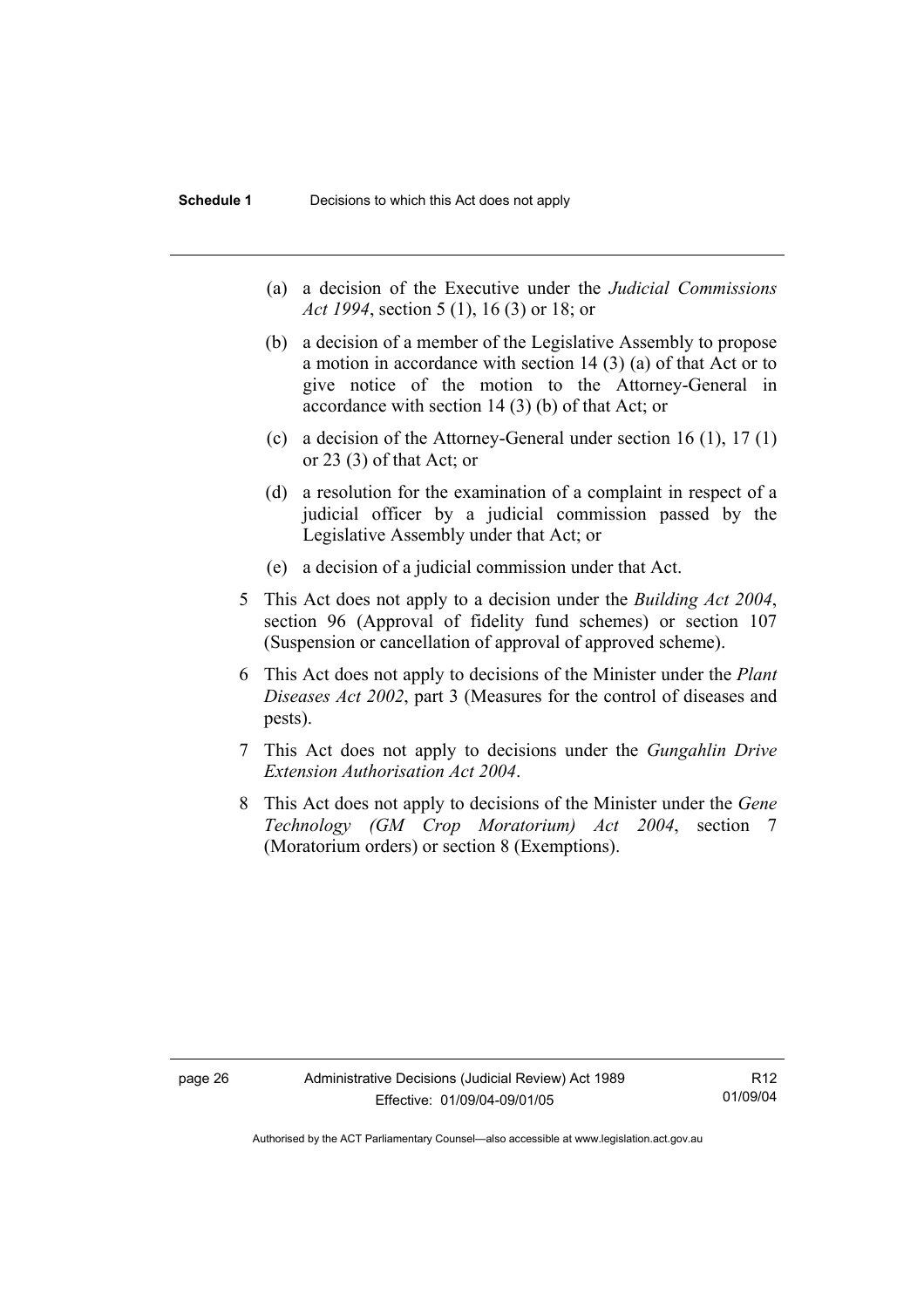(a) a decision of the Executive under the *Judicial Commissions Act 1994*, section 5 (1), 16 (3) or 18; or

(b) a decision of a member of the Legislative Assembly to propose a motion in accordance with section 14 (3) (a) of that Act or to give notice of the motion to the Attorney-General in accordance with section 14 (3) (b) of that Act; or

(c) a decision of the Attorney-General under section 16 (1), 17 (1) or 23 (3) of that Act; or

(d) a resolution for the examination of a complaint in respect of a judicial officer by a judicial commission passed by the Legislative Assembly under that Act; or

(e) a decision of a judicial commission under that Act.

5 This Act does not apply to a decision under the *Building Act 2004*, section 96 (Approval of fidelity fund schemes) or section 107 (Suspension or cancellation of approval of approved scheme).

6 This Act does not apply to decisions of the Minister under the *Plant Diseases Act 2002*, part 3 (Measures for the control of diseases and pests).

7 This Act does not apply to decisions under the *Gungahlin Drive Extension Authorisation Act 2004*.

8 This Act does not apply to decisions of the Minister under the *Gene Technology (GM Crop Moratorium) Act 2004*, section 7 (Moratorium orders) or section 8 (Exemptions).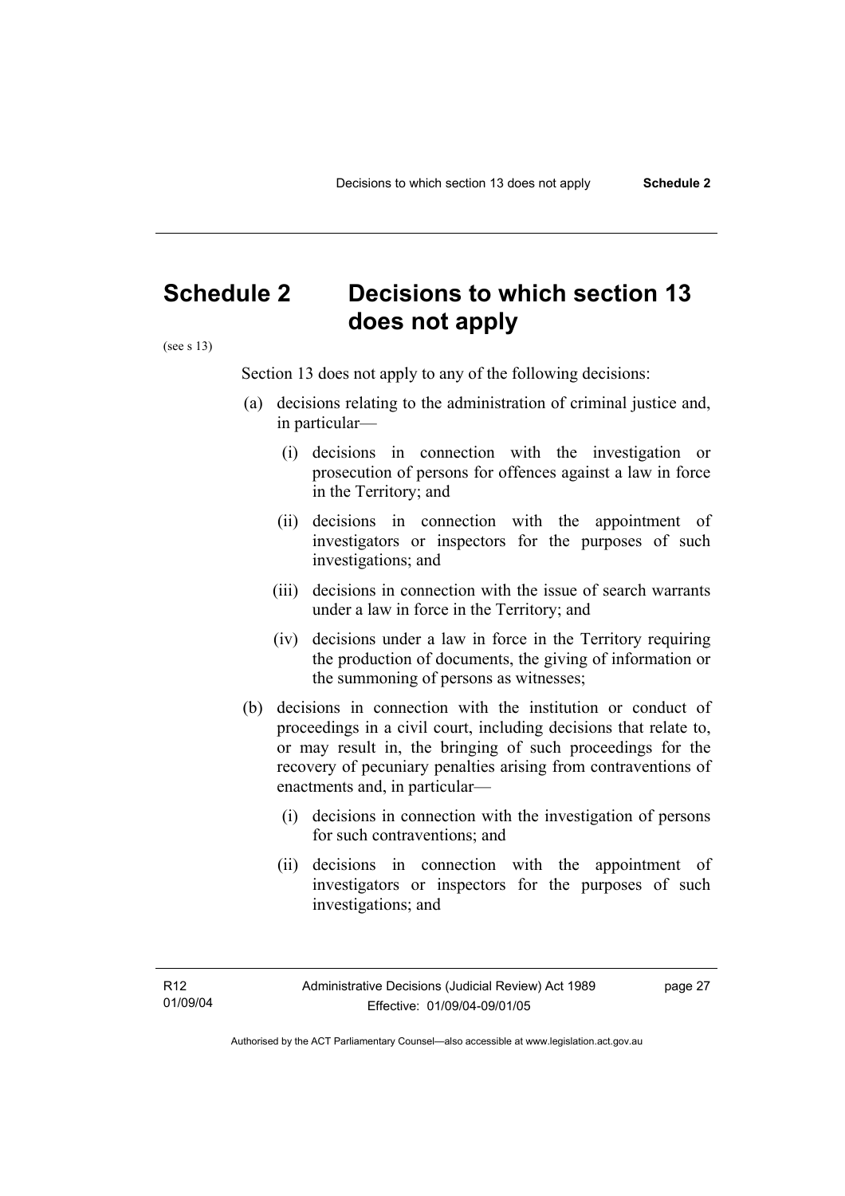# Schedule 2 Decisions to which section 13 does not apply

(see s 13)

Section 13 does not apply to any of the following decisions:

(a) decisions relating to the administration of criminal justice and, in particular—

   (i) decisions in connection with the investigation or prosecution of persons for offences against a law in force in the Territory; and

   (ii) decisions in connection with the appointment of investigators or inspectors for the purposes of such investigations; and

   (iii) decisions in connection with the issue of search warrants under a law in force in the Territory; and

   (iv) decisions under a law in force in the Territory requiring the production of documents, the giving of information or the summoning of persons as witnesses;

(b) decisions in connection with the institution or conduct of proceedings in a civil court, including decisions that relate to, or may result in, the bringing of such proceedings for the recovery of pecuniary penalties arising from contraventions of enactments and, in particular—

   (i) decisions in connection with the investigation of persons for such contraventions; and

   (ii) decisions in connection with the appointment of investigators or inspectors for the purposes of such investigations; and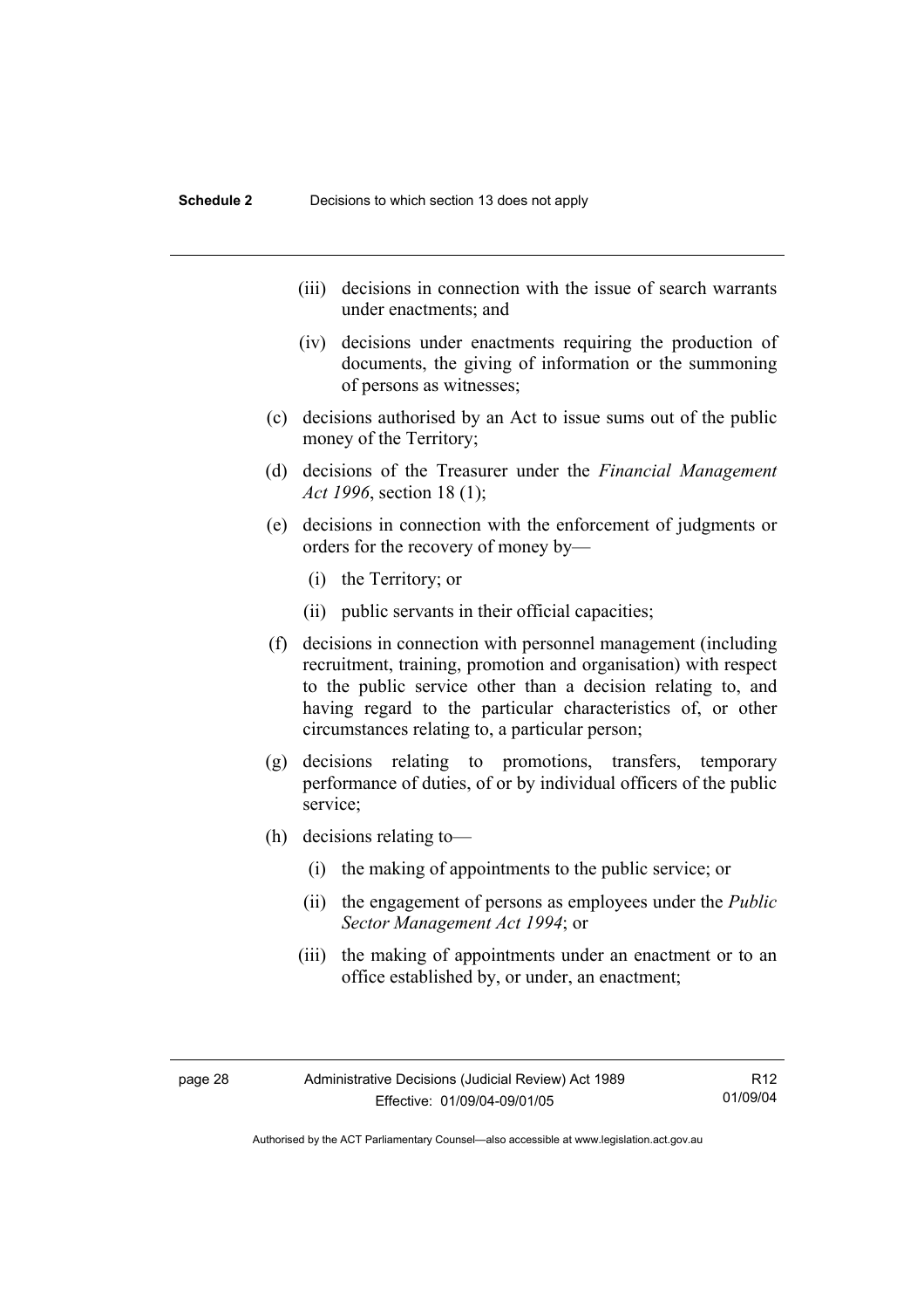- (iii) decisions in connection with the issue of search warrants under enactments; and
- (iv) decisions under enactments requiring the production of documents, the giving of information or the summoning of persons as witnesses;

(c) decisions authorised by an Act to issue sums out of the public money of the Territory;

(d) decisions of the Treasurer under the *Financial Management Act 1996*, section 18 (1);

(e) decisions in connection with the enforcement of judgments or orders for the recovery of money by—

- (i) the Territory; or
- (ii) public servants in their official capacities;

(f) decisions in connection with personnel management (including recruitment, training, promotion and organisation) with respect to the public service other than a decision relating to, and having regard to the particular characteristics of, or other circumstances relating to, a particular person;

(g) decisions relating to promotions, transfers, temporary performance of duties, of or by individual officers of the public service;

(h) decisions relating to—

- (i) the making of appointments to the public service; or
- (ii) the engagement of persons as employees under the *Public Sector Management Act 1994*; or
- (iii) the making of appointments under an enactment or to an office established by, or under, an enactment;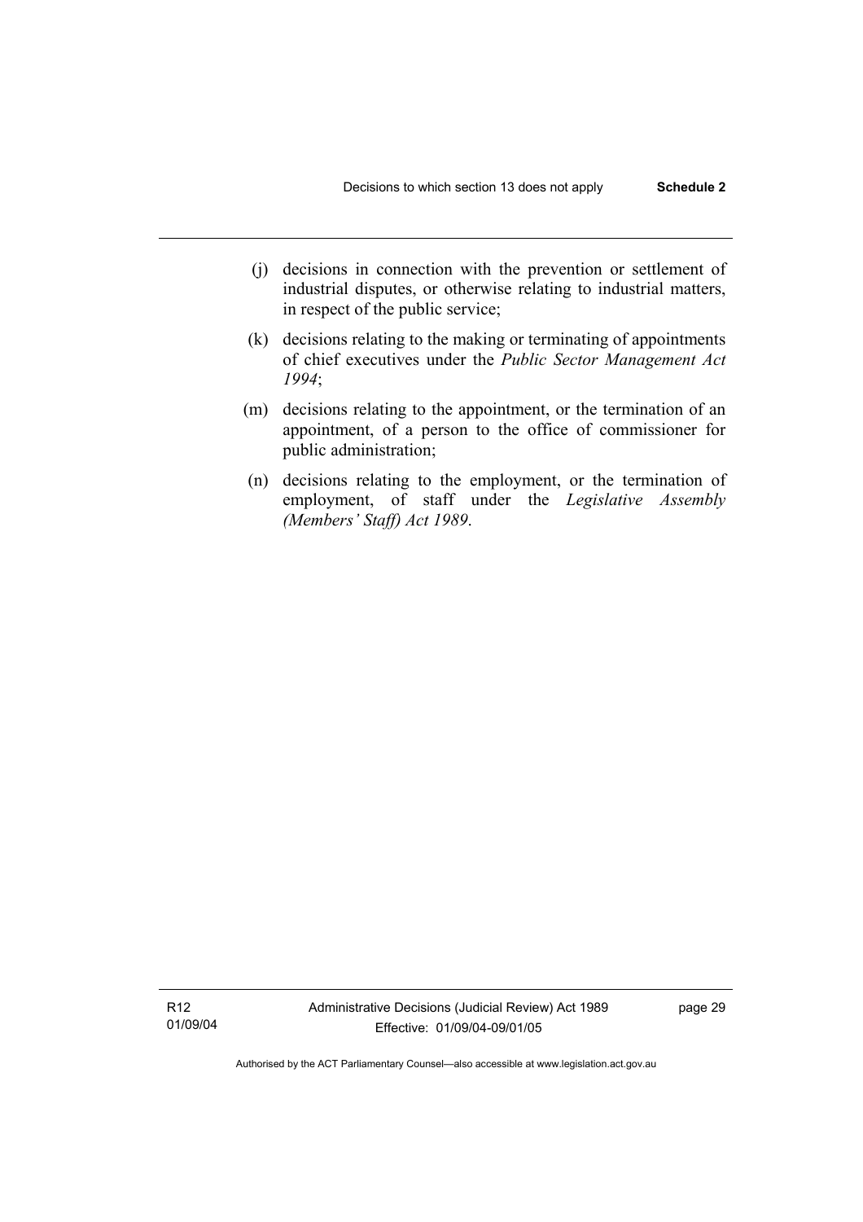(j) decisions in connection with the prevention or settlement of industrial disputes, or otherwise relating to industrial matters, in respect of the public service;

(k) decisions relating to the making or terminating of appointments of chief executives under the *Public Sector Management Act 1994*;

(m) decisions relating to the appointment, or the termination of an appointment, of a person to the office of commissioner for public administration;

(n) decisions relating to the employment, or the termination of employment, of staff under the *Legislative Assembly (Members' Staff) Act 1989*.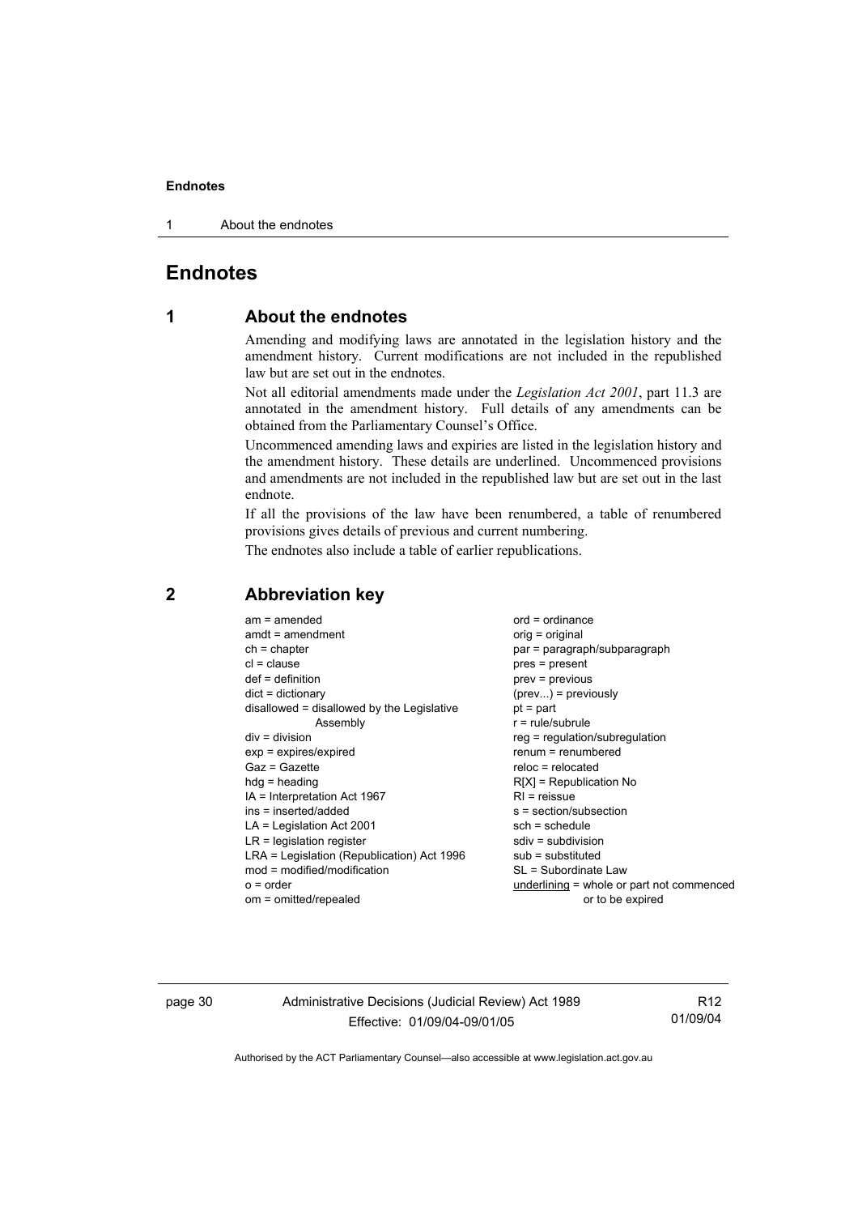# Endnotes

## 1 About the endnotes

Amending and modifying laws are annotated in the legislation history and the amendment history. Current modifications are not included in the republished law but are set out in the endnotes.

Not all editorial amendments made under the *Legislation Act 2001*, part 11.3 are annotated in the amendment history. Full details of any amendments can be obtained from the Parliamentary Counsel's Office.

Uncommenced amending laws and expiries are listed in the legislation history and the amendment history. These details are underlined. Uncommenced provisions and amendments are not included in the republished law but are set out in the last endnote.

If all the provisions of the law have been renumbered, a table of renumbered provisions gives details of previous and current numbering.

The endnotes also include a table of earlier republications.

## 2 Abbreviation key

am = amended
amdt = amendment
ch = chapter
cl = clause
def = definition
dict = dictionary
disallowed = disallowed by the Legislative Assembly
div = division
exp = expires/expired
Gaz = Gazette
hdg = heading
IA = Interpretation Act 1967
ins = inserted/added
LA = Legislation Act 2001
LR = legislation register
LRA = Legislation (Republication) Act 1996
mod = modified/modification
o = order
om = omitted/repealed
ord = ordinance
orig = original
par = paragraph/subparagraph
pres = present
prev = previous
(prev...) = previously
pt = part
r = rule/subrule
reg = regulation/subregulation
renum = renumbered
reloc = relocated
R[X] = Republication No
RI = reissue
s = section/subsection
sch = schedule
sdiv = subdivision
sub = substituted
SL = Subordinate Law
<u>underlining</u> = whole or part not commenced or to be expired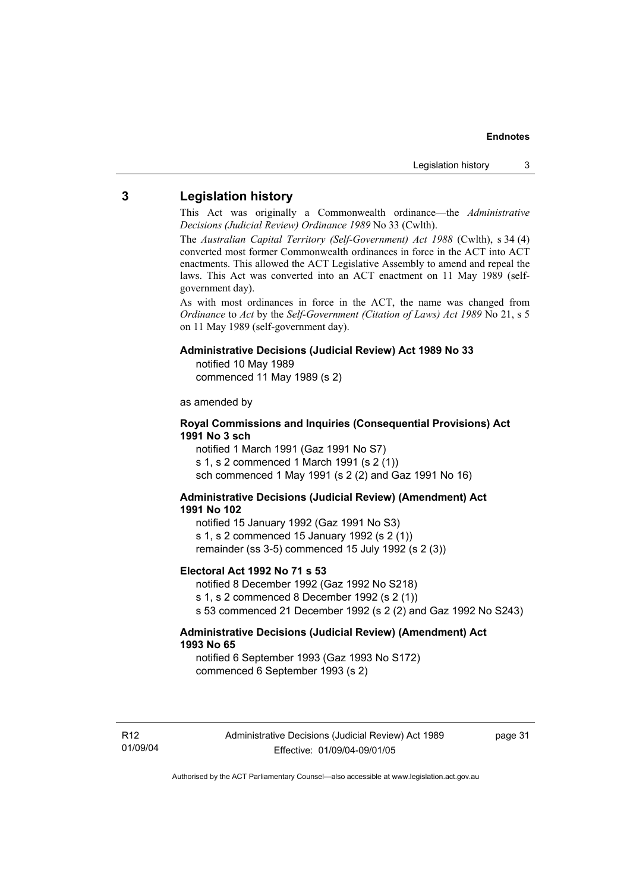## 3 Legislation history

This Act was originally a Commonwealth ordinance—the *Administrative Decisions (Judicial Review) Ordinance 1989* No 33 (Cwlth).

The *Australian Capital Territory (Self-Government) Act 1988* (Cwlth), s 34 (4) converted most former Commonwealth ordinances in force in the ACT into ACT enactments. This allowed the ACT Legislative Assembly to amend and repeal the laws. This Act was converted into an ACT enactment on 11 May 1989 (self-government day).

As with most ordinances in force in the ACT, the name was changed from *Ordinance* to *Act* by the *Self-Government (Citation of Laws) Act 1989* No 21, s 5 on 11 May 1989 (self-government day).

**Administrative Decisions (Judicial Review) Act 1989 No 33**

notified 10 May 1989
commenced 11 May 1989 (s 2)

as amended by

**Royal Commissions and Inquiries (Consequential Provisions) Act 1991 No 3 sch**

notified 1 March 1991 (Gaz 1991 No S7)
s 1, s 2 commenced 1 March 1991 (s 2 (1))
sch commenced 1 May 1991 (s 2 (2) and Gaz 1991 No 16)

**Administrative Decisions (Judicial Review) (Amendment) Act 1991 No 102**

notified 15 January 1992 (Gaz 1991 No S3)
s 1, s 2 commenced 15 January 1992 (s 2 (1))
remainder (ss 3-5) commenced 15 July 1992 (s 2 (3))

**Electoral Act 1992 No 71 s 53**

notified 8 December 1992 (Gaz 1992 No S218)
s 1, s 2 commenced 8 December 1992 (s 2 (1))
s 53 commenced 21 December 1992 (s 2 (2) and Gaz 1992 No S243)

**Administrative Decisions (Judicial Review) (Amendment) Act 1993 No 65**

notified 6 September 1993 (Gaz 1993 No S172)
commenced 6 September 1993 (s 2)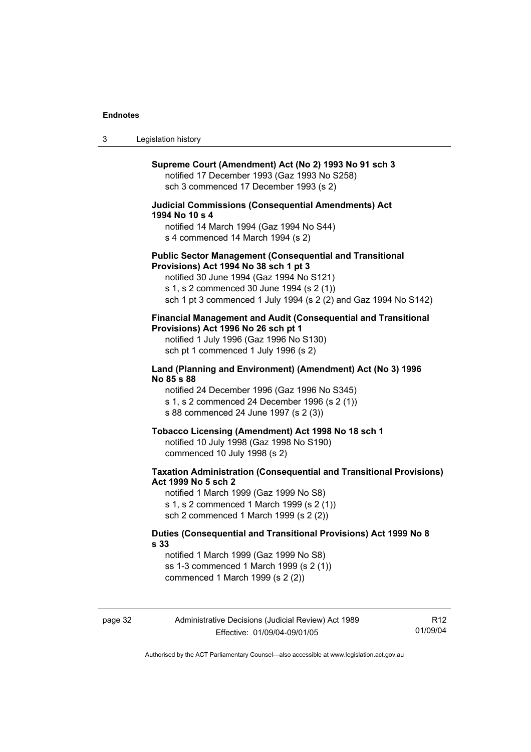**Supreme Court (Amendment) Act (No 2) 1993 No 91 sch 3**
notified 17 December 1993 (Gaz 1993 No S258)
sch 3 commenced 17 December 1993 (s 2)

**Judicial Commissions (Consequential Amendments) Act 1994 No 10 s 4**
notified 14 March 1994 (Gaz 1994 No S44)
s 4 commenced 14 March 1994 (s 2)

**Public Sector Management (Consequential and Transitional Provisions) Act 1994 No 38 sch 1 pt 3**
notified 30 June 1994 (Gaz 1994 No S121)
s 1, s 2 commenced 30 June 1994 (s 2 (1))
sch 1 pt 3 commenced 1 July 1994 (s 2 (2) and Gaz 1994 No S142)

**Financial Management and Audit (Consequential and Transitional Provisions) Act 1996 No 26 sch pt 1**
notified 1 July 1996 (Gaz 1996 No S130)
sch pt 1 commenced 1 July 1996 (s 2)

**Land (Planning and Environment) (Amendment) Act (No 3) 1996 No 85 s 88**
notified 24 December 1996 (Gaz 1996 No S345)
s 1, s 2 commenced 24 December 1996 (s 2 (1))
s 88 commenced 24 June 1997 (s 2 (3))

**Tobacco Licensing (Amendment) Act 1998 No 18 sch 1**
notified 10 July 1998 (Gaz 1998 No S190)
commenced 10 July 1998 (s 2)

**Taxation Administration (Consequential and Transitional Provisions) Act 1999 No 5 sch 2**
notified 1 March 1999 (Gaz 1999 No S8)
s 1, s 2 commenced 1 March 1999 (s 2 (1))
sch 2 commenced 1 March 1999 (s 2 (2))

**Duties (Consequential and Transitional Provisions) Act 1999 No 8 s 33**
notified 1 March 1999 (Gaz 1999 No S8)
ss 1-3 commenced 1 March 1999 (s 2 (1))
commenced 1 March 1999 (s 2 (2))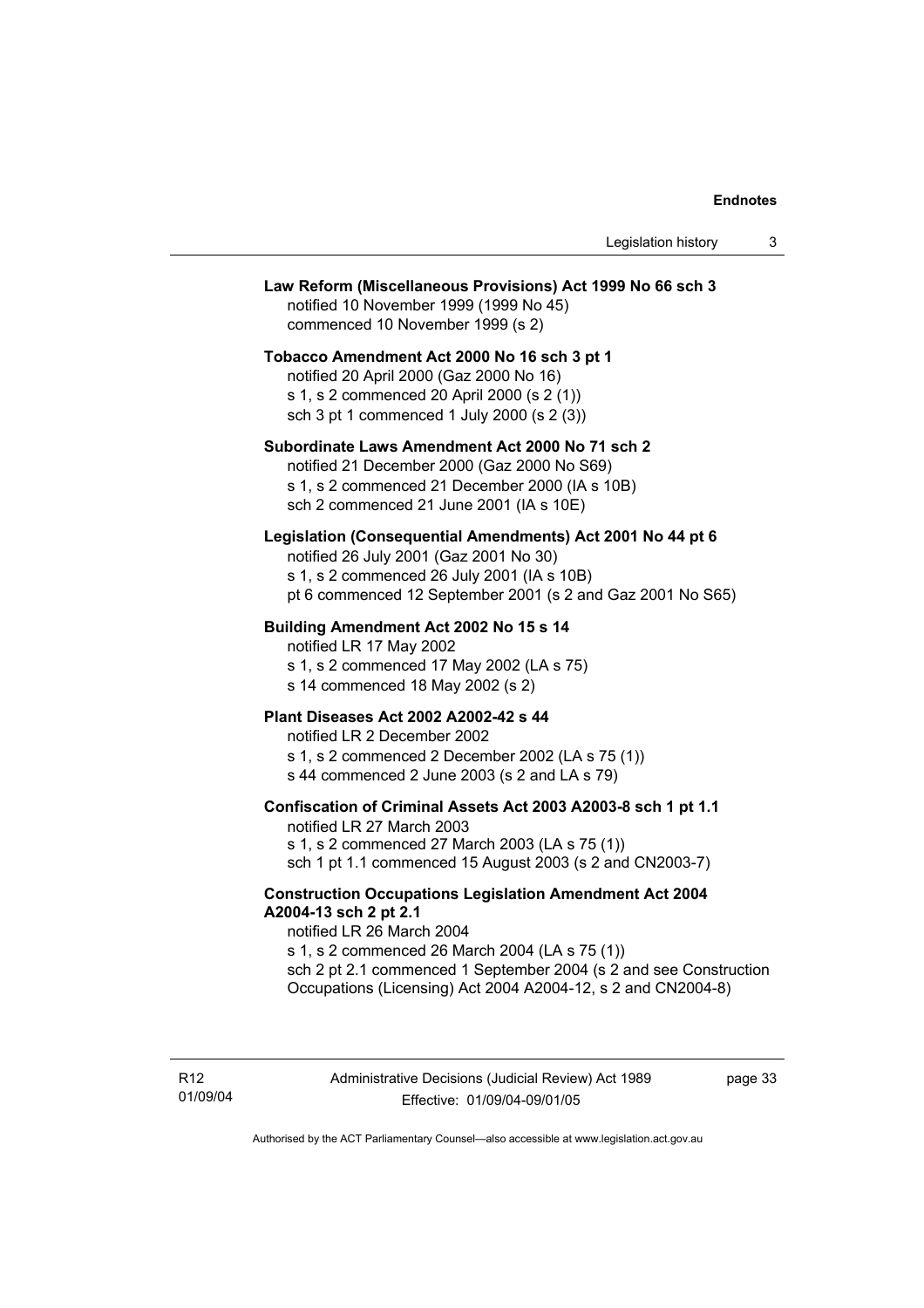**Law Reform (Miscellaneous Provisions) Act 1999 No 66 sch 3**
notified 10 November 1999 (1999 No 45)
commenced 10 November 1999 (s 2)

**Tobacco Amendment Act 2000 No 16 sch 3 pt 1**
notified 20 April 2000 (Gaz 2000 No 16)
s 1, s 2 commenced 20 April 2000 (s 2 (1))
sch 3 pt 1 commenced 1 July 2000 (s 2 (3))

**Subordinate Laws Amendment Act 2000 No 71 sch 2**
notified 21 December 2000 (Gaz 2000 No S69)
s 1, s 2 commenced 21 December 2000 (IA s 10B)
sch 2 commenced 21 June 2001 (IA s 10E)

**Legislation (Consequential Amendments) Act 2001 No 44 pt 6**
notified 26 July 2001 (Gaz 2001 No 30)
s 1, s 2 commenced 26 July 2001 (IA s 10B)
pt 6 commenced 12 September 2001 (s 2 and Gaz 2001 No S65)

**Building Amendment Act 2002 No 15 s 14**
notified LR 17 May 2002
s 1, s 2 commenced 17 May 2002 (LA s 75)
s 14 commenced 18 May 2002 (s 2)

**Plant Diseases Act 2002 A2002-42 s 44**
notified LR 2 December 2002
s 1, s 2 commenced 2 December 2002 (LA s 75 (1))
s 44 commenced 2 June 2003 (s 2 and LA s 79)

**Confiscation of Criminal Assets Act 2003 A2003-8 sch 1 pt 1.1**
notified LR 27 March 2003
s 1, s 2 commenced 27 March 2003 (LA s 75 (1))
sch 1 pt 1.1 commenced 15 August 2003 (s 2 and CN2003-7)

**Construction Occupations Legislation Amendment Act 2004 A2004-13 sch 2 pt 2.1**
notified LR 26 March 2004
s 1, s 2 commenced 26 March 2004 (LA s 75 (1))
sch 2 pt 2.1 commenced 1 September 2004 (s 2 and see Construction Occupations (Licensing) Act 2004 A2004-12, s 2 and CN2004-8)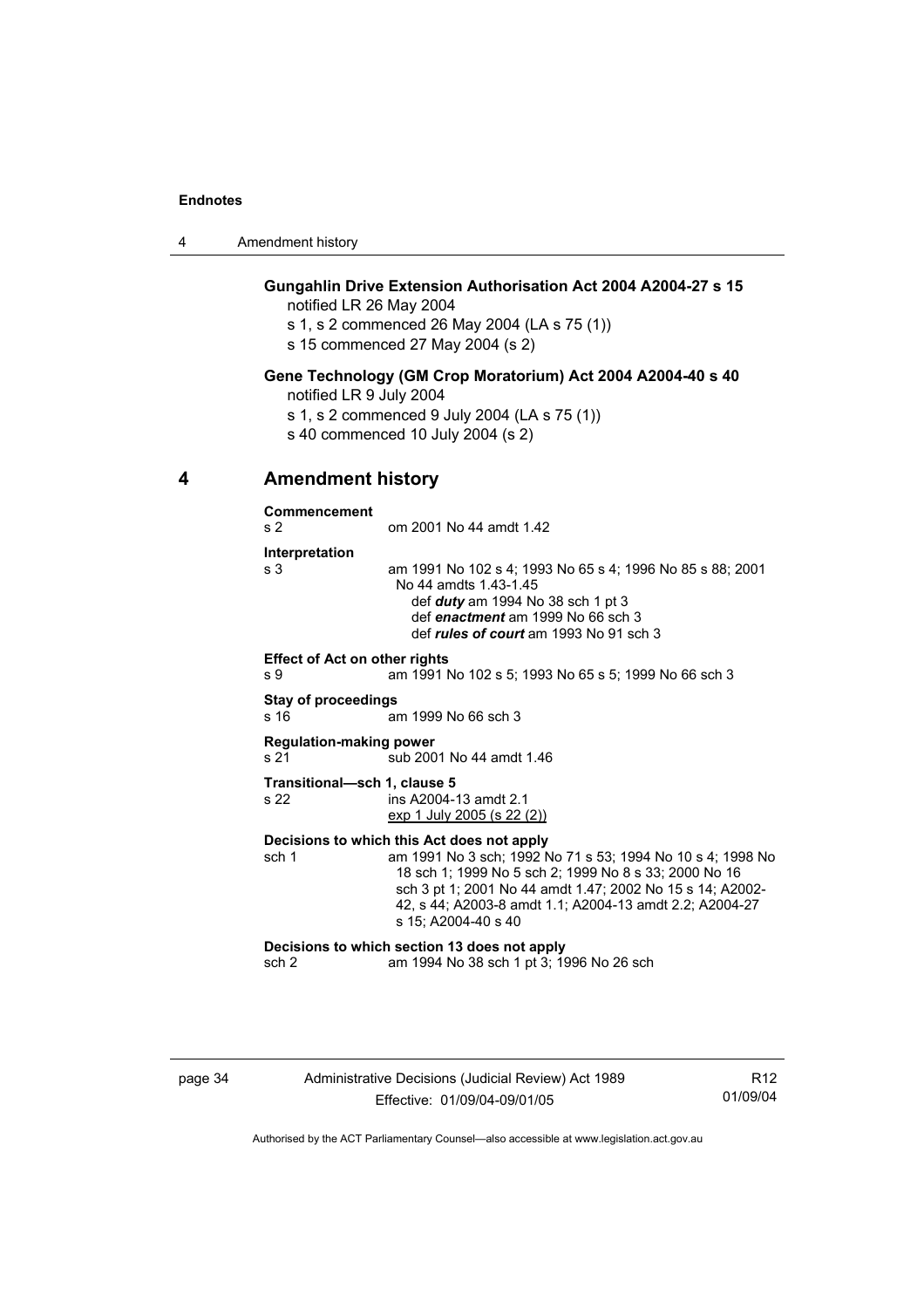**Gungahlin Drive Extension Authorisation Act 2004 A2004-27 s 15**
notified LR 26 May 2004
s 1, s 2 commenced 26 May 2004 (LA s 75 (1))
s 15 commenced 27 May 2004 (s 2)

**Gene Technology (GM Crop Moratorium) Act 2004 A2004-40 s 40**
notified LR 9 July 2004
s 1, s 2 commenced 9 July 2004 (LA s 75 (1))
s 40 commenced 10 July 2004 (s 2)

## 4 Amendment history

**Commencement**
s 2 om 2001 No 44 amdt 1.42

**Interpretation**
s 3 am 1991 No 102 s 4; 1993 No 65 s 4; 1996 No 85 s 88; 2001 No 44 amdts 1.43-1.45
def ***duty*** am 1994 No 38 sch 1 pt 3
def ***enactment*** am 1999 No 66 sch 3
def ***rules of court*** am 1993 No 91 sch 3

**Effect of Act on other rights**
s 9 am 1991 No 102 s 5; 1993 No 65 s 5; 1999 No 66 sch 3

**Stay of proceedings**
s 16 am 1999 No 66 sch 3

**Regulation-making power**
s 21 sub 2001 No 44 amdt 1.46

**Transitional—sch 1, clause 5**
s 22 ins A2004-13 amdt 2.1
exp 1 July 2005 (s 22 (2))

**Decisions to which this Act does not apply**
sch 1 am 1991 No 3 sch; 1992 No 71 s 53; 1994 No 10 s 4; 1998 No 18 sch 1; 1999 No 5 sch 2; 1999 No 8 s 33; 2000 No 16 sch 3 pt 1; 2001 No 44 amdt 1.47; 2002 No 15 s 14; A2002-42, s 44; A2003-8 amdt 1.1; A2004-13 amdt 2.2; A2004-27 s 15; A2004-40 s 40

**Decisions to which section 13 does not apply**
sch 2 am 1994 No 38 sch 1 pt 3; 1996 No 26 sch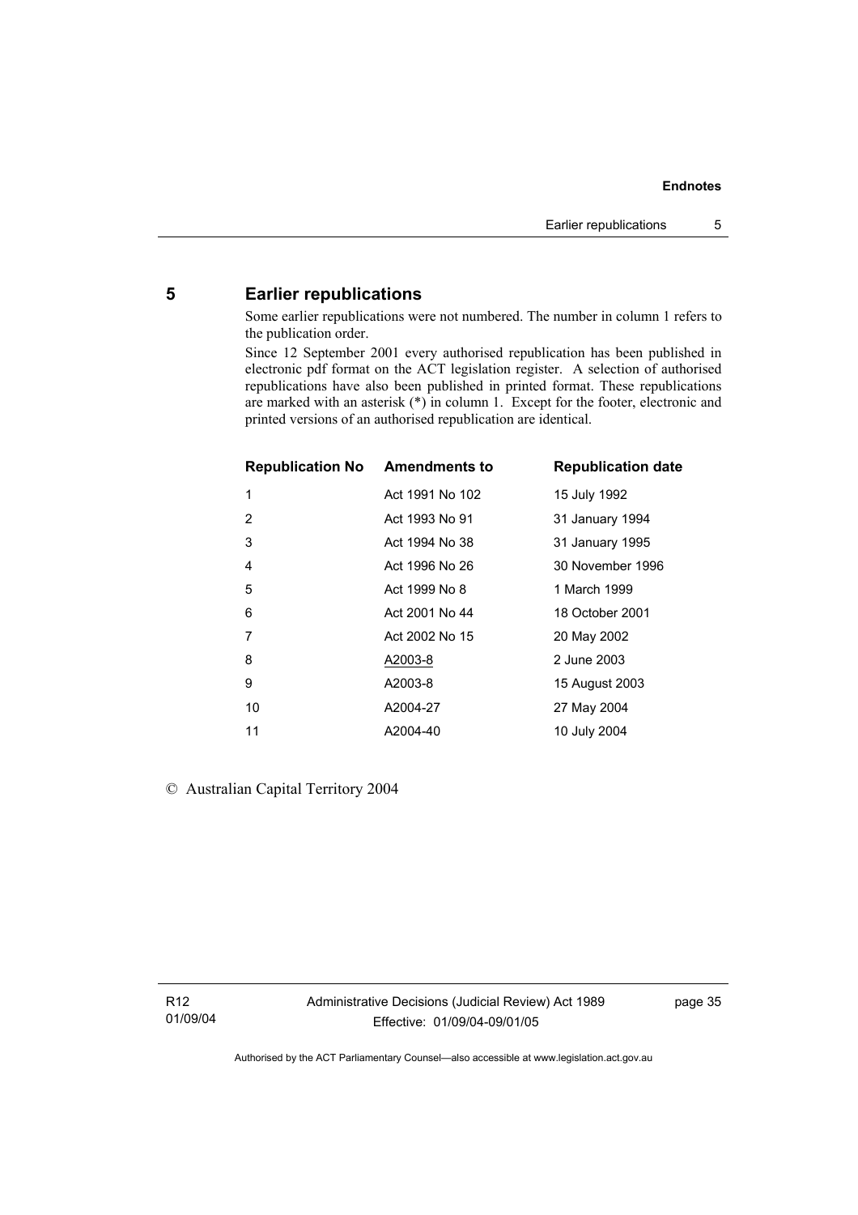## 5 Earlier republications

Some earlier republications were not numbered. The number in column 1 refers to the publication order.

Since 12 September 2001 every authorised republication has been published in electronic pdf format on the ACT legislation register. A selection of authorised republications have also been published in printed format. These republications are marked with an asterisk (*) in column 1. Except for the footer, electronic and printed versions of an authorised republication are identical.

| Republication No | Amendments to | Republication date |
|---|---|---|
| 1 | Act 1991 No 102 | 15 July 1992 |
| 2 | Act 1993 No 91 | 31 January 1994 |
| 3 | Act 1994 No 38 | 31 January 1995 |
| 4 | Act 1996 No 26 | 30 November 1996 |
| 5 | Act 1999 No 8 | 1 March 1999 |
| 6 | Act 2001 No 44 | 18 October 2001 |
| 7 | Act 2002 No 15 | 20 May 2002 |
| 8 | A2003-8 | 2 June 2003 |
| 9 | A2003-8 | 15 August 2003 |
| 10 | A2004-27 | 27 May 2004 |
| 11 | A2004-40 | 10 July 2004 |

© Australian Capital Territory 2004